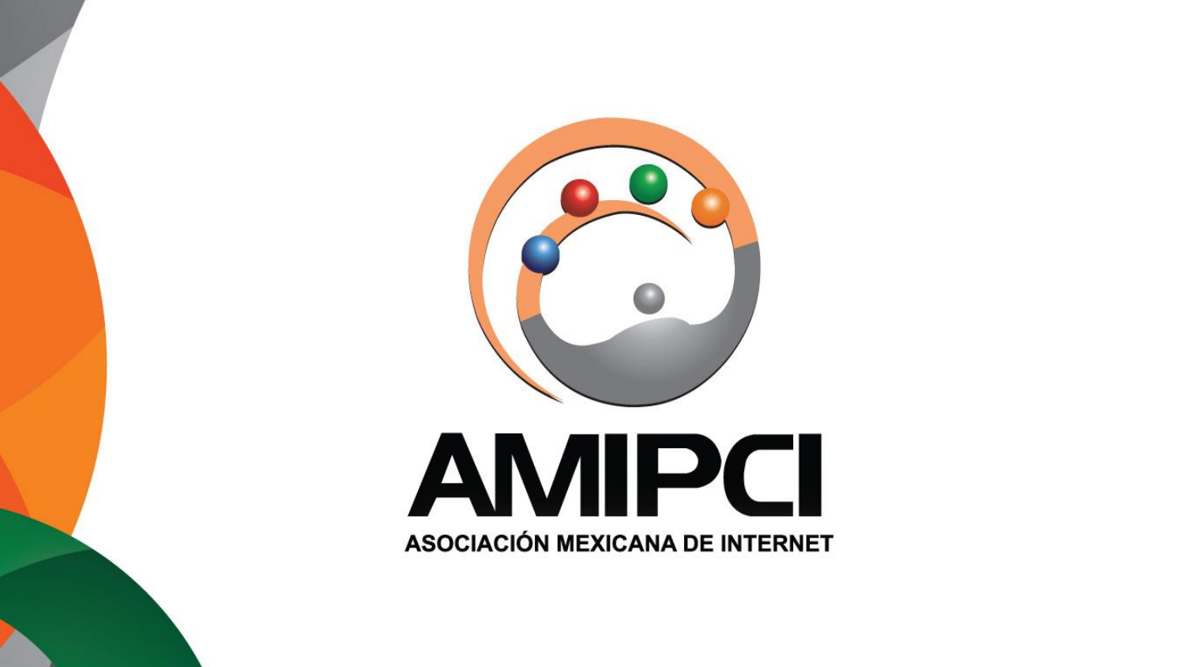# AMIPCI

ASOCIACIÓN MEXICANA DE INTERNET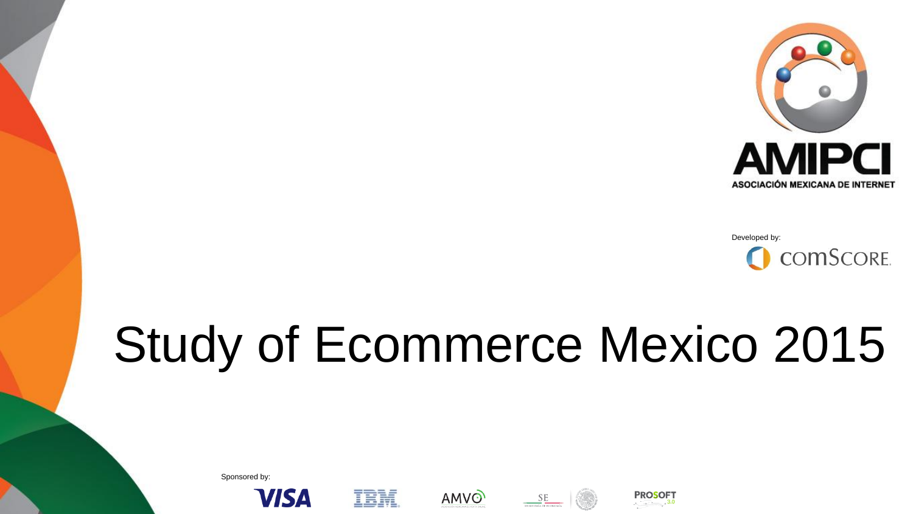AMIPCI

ASOCIACIÓN MEXICANA DE INTERNET

Developed by:

comScore

# Study of Ecommerce Mexico 2015

Sponsored by:

VISA IBM AMVO SE PROSOFT 3.0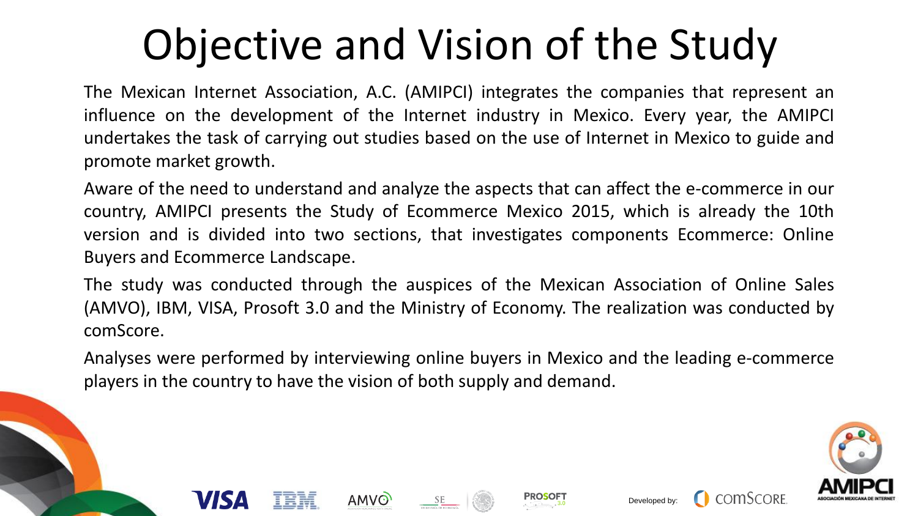# Objective and Vision of the Study

The Mexican Internet Association, A.C. (AMIPCI) integrates the companies that represent an influence on the development of the Internet industry in Mexico. Every year, the AMIPCI undertakes the task of carrying out studies based on the use of Internet in Mexico to guide and promote market growth.

Aware of the need to understand and analyze the aspects that can affect the e-commerce in our country, AMIPCI presents the Study of Ecommerce Mexico 2015, which is already the 10th version and is divided into two sections, that investigates components Ecommerce: Online Buyers and Ecommerce Landscape.

The study was conducted through the auspices of the Mexican Association of Online Sales (AMVO), IBM, VISA, Prosoft 3.0 and the Ministry of Economy. The realization was conducted by comScore.

Analyses were performed by interviewing online buyers in Mexico and the leading e-commerce players in the country to have the vision of both supply and demand.

Developed by: comScore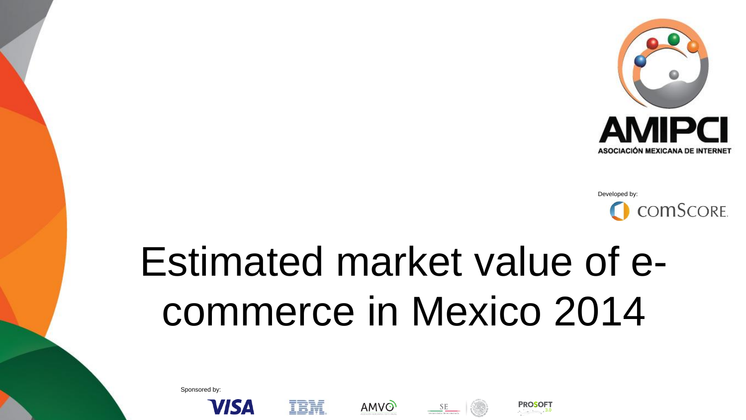AMIPCI

ASOCIACIÓN MEXICANA DE INTERNET

Developed by:

comScore

# Estimated market value of e-commerce in Mexico 2014

Sponsored by:

VISA IBM AMVO SE PROSOFT 3.0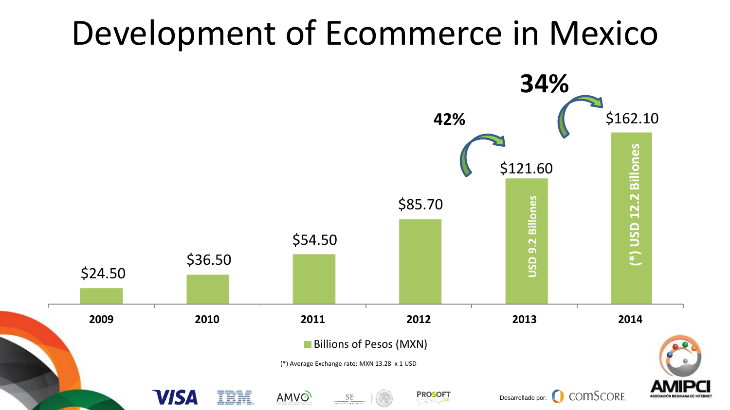# Development of Ecommerce in Mexico

| Year | Billions of Pesos (MXN) |
| --- | --- |
| 2009 | $24.50 |
| 2010 | $36.50 |
| 2011 | $54.50 |
| 2012 | $85.70 |
| 2013 | $121.60 (USD 9.2 Billones) |
| 2014 | $162.10 ((*) USD 12.2 Billones) |

42% (2012–2013)

34% (2013–2014)

Billions of Pesos (MXN)

(*) Average Exchange rate: MXN 13.28 x 1 USD

VISA · IBM · AMVO · SE · PROSOFT 3.0

Desarrollado por: comSCORE

AMIPCI — ASOCIACIÓN MEXICANA DE INTERNET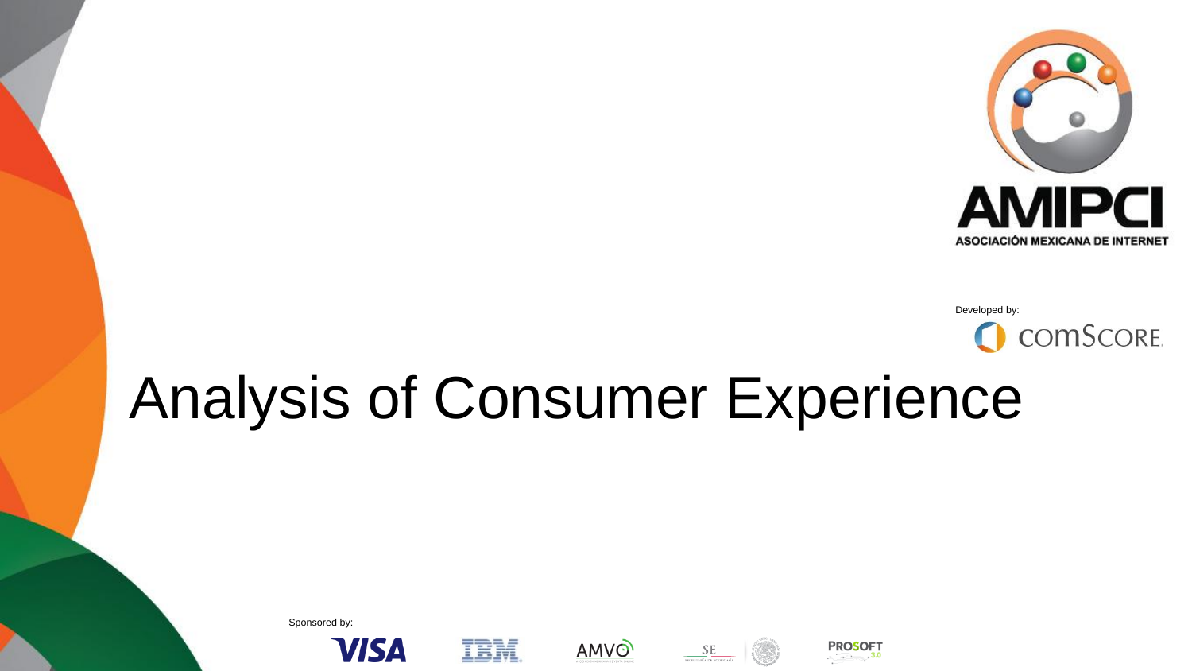AMIPCI

ASOCIACIÓN MEXICANA DE INTERNET

Developed by:

comScore

# Analysis of Consumer Experience

Sponsored by:

VISA IBM AMVO SE PROSOFT 3.0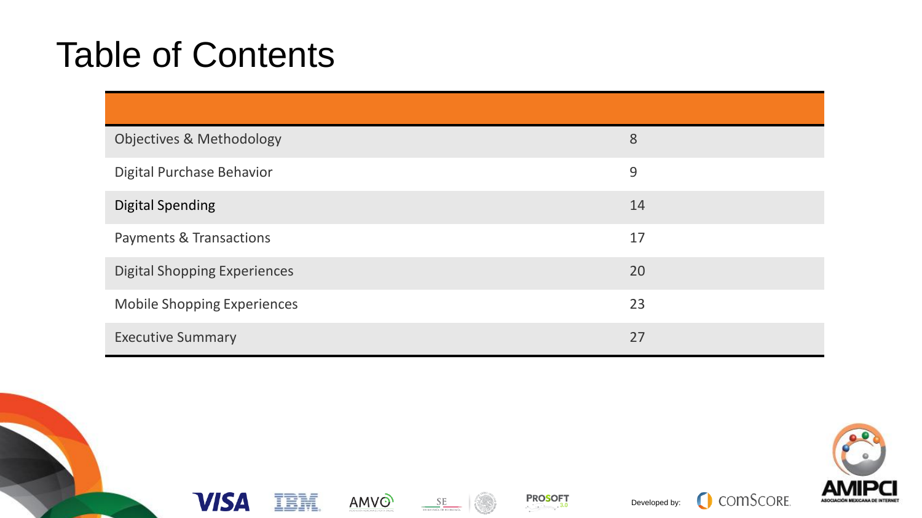# Table of Contents

| | |
|---|---|
| Objectives & Methodology | 8 |
| Digital Purchase Behavior | 9 |
| Digital Spending | 14 |
| Payments & Transactions | 17 |
| Digital Shopping Experiences | 20 |
| Mobile Shopping Experiences | 23 |
| Executive Summary | 27 |

Developed by: comScore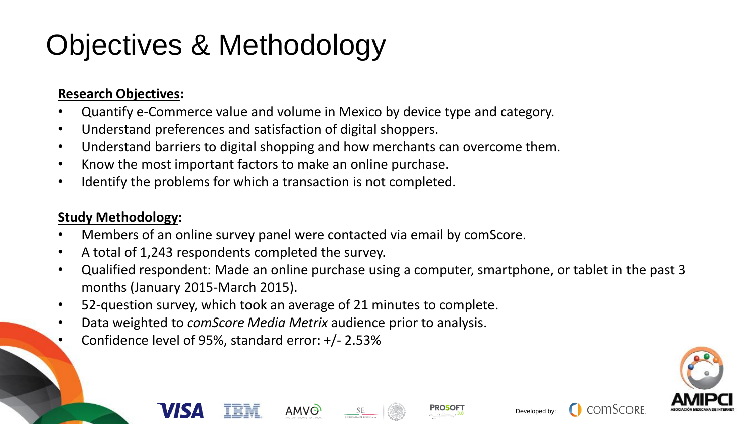# Objectives & Methodology

**Research Objectives:**

- Quantify e-Commerce value and volume in Mexico by device type and category.
- Understand preferences and satisfaction of digital shoppers.
- Understand barriers to digital shopping and how merchants can overcome them.
- Know the most important factors to make an online purchase.
- Identify the problems for which a transaction is not completed.

**Study Methodology:**

- Members of an online survey panel were contacted via email by comScore.
- A total of 1,243 respondents completed the survey.
- Qualified respondent: Made an online purchase using a computer, smartphone, or tablet in the past 3 months (January 2015-March 2015).
- 52-question survey, which took an average of 21 minutes to complete.
- Data weighted to *comScore Media Metrix* audience prior to analysis.
- Confidence level of 95%, standard error: +/- 2.53%

Developed by: comScore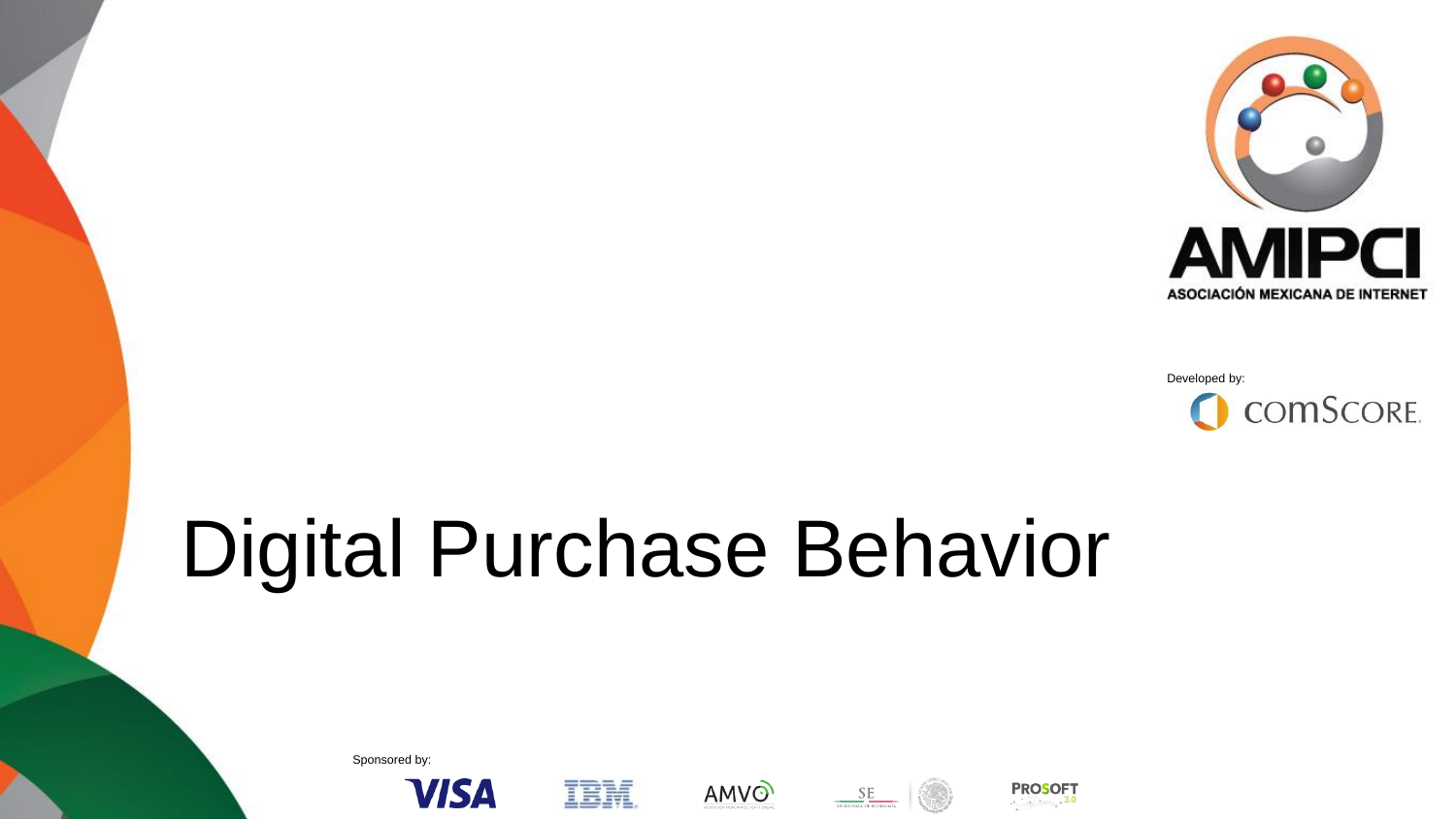ASOCIACIÓN MEXICANA DE INTERNET

Developed by:

# Digital Purchase Behavior

Sponsored by: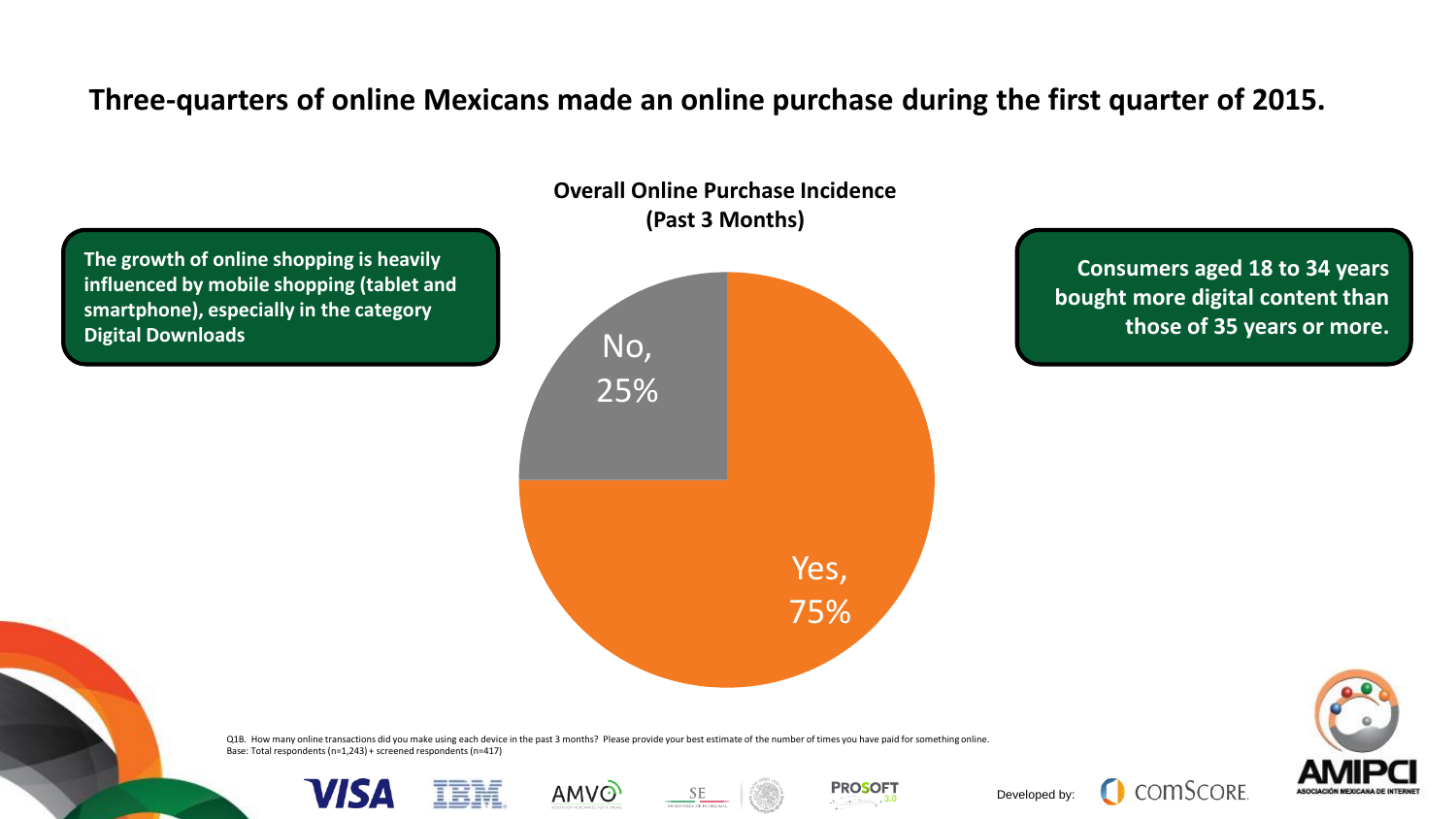# Three-quarters of online Mexicans made an online purchase during the first quarter of 2015.

**The growth of online shopping is heavily influenced by mobile shopping (tablet and smartphone), especially in the category Digital Downloads**

**Overall Online Purchase Incidence (Past 3 Months)**

| Response | Share |
| --- | --- |
| Yes | 75% |
| No | 25% |

**Consumers aged 18 to 34 years bought more digital content than those of 35 years or more.**

Q1B. How many online transactions did you make using each device in the past 3 months? Please provide your best estimate of the number of times you have paid for something online.
Base: Total respondents (n=1,243) + screened respondents (n=417)

Developed by: comScore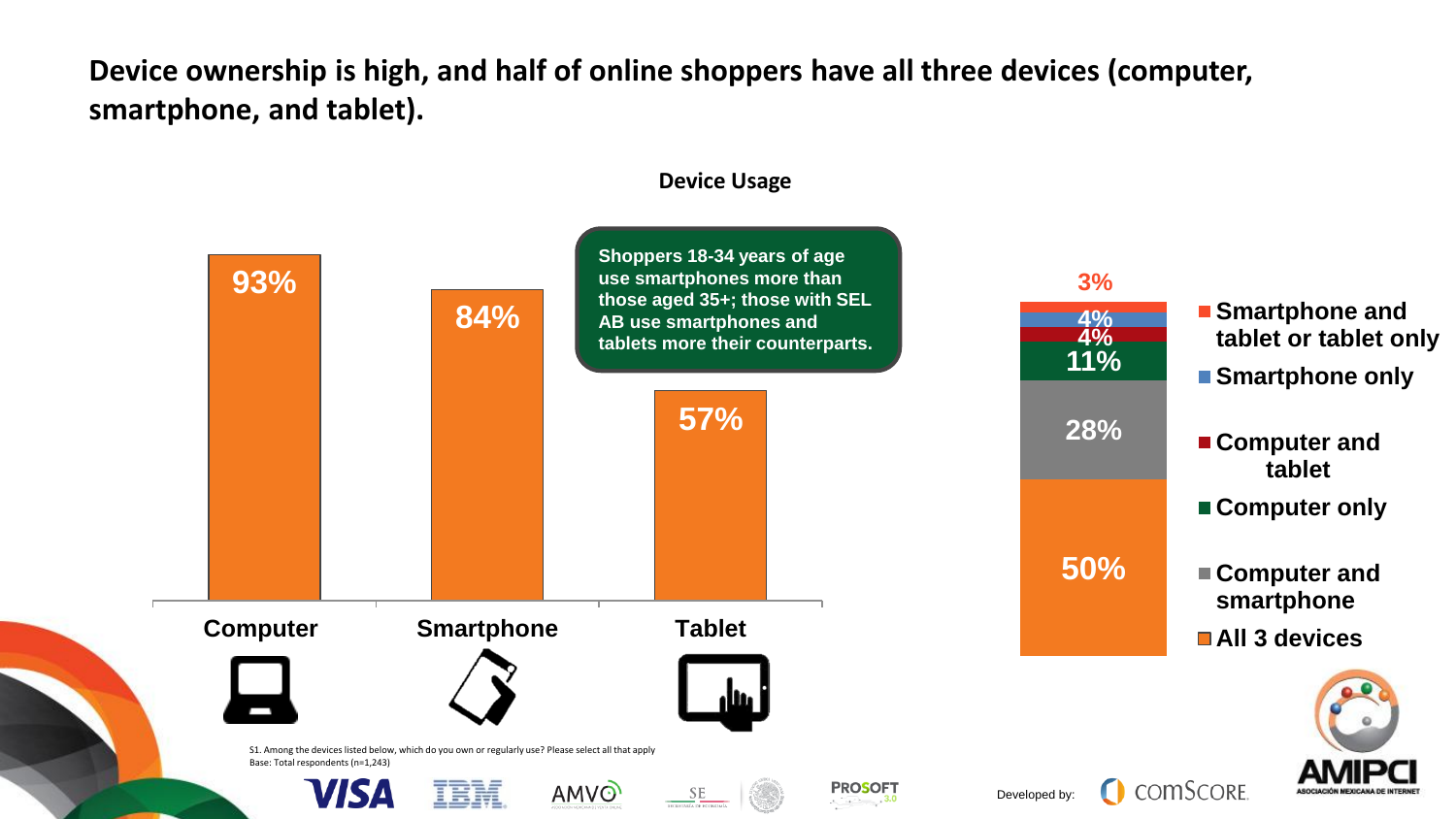# Device ownership is high, and half of online shoppers have all three devices (computer, smartphone, and tablet).

**Device Usage**

| Device | % |
|---|---|
| Computer | 93% |
| Smartphone | 84% |
| Tablet | 57% |

**Shoppers 18-34 years of age use smartphones more than those aged 35+; those with SEL AB use smartphones and tablets more their counterparts.**

| Device combination | % |
|---|---|
| Smartphone and tablet or tablet only | 3% |
| Smartphone only | 4% |
| Computer and tablet | 4% |
| Computer only | 11% |
| Computer and smartphone | 28% |
| All 3 devices | 50% |

S1. Among the devices listed below, which do you own or regularly use? Please select all that apply
Base: Total respondents (n=1,243)

Developed by: comScore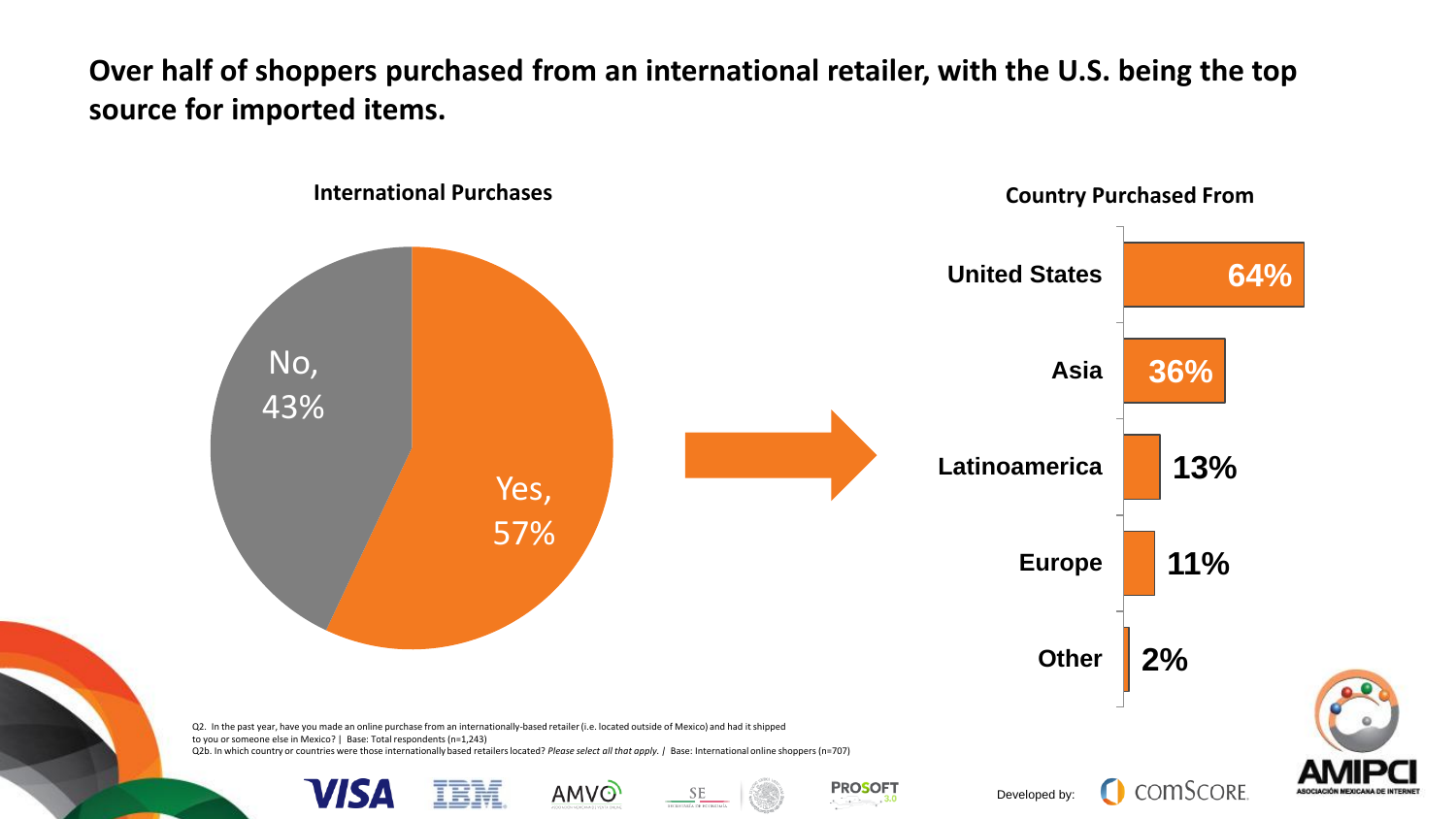# Over half of shoppers purchased from an international retailer, with the U.S. being the top source for imported items.

**International Purchases**

| Response | % |
| --- | --- |
| Yes | 57% |
| No | 43% |

**Country Purchased From**

| Country | % |
| --- | --- |
| United States | 64% |
| Asia | 36% |
| Latinoamerica | 13% |
| Europe | 11% |
| Other | 2% |

Q2. In the past year, have you made an online purchase from an internationally-based retailer (i.e. located outside of Mexico) and had it shipped to you or someone else in Mexico? | Base: Total respondents (n=1,243)
Q2b. In which country or countries were those internationally based retailers located? *Please select all that apply.* | Base: International online shoppers (n=707)

Developed by: comScore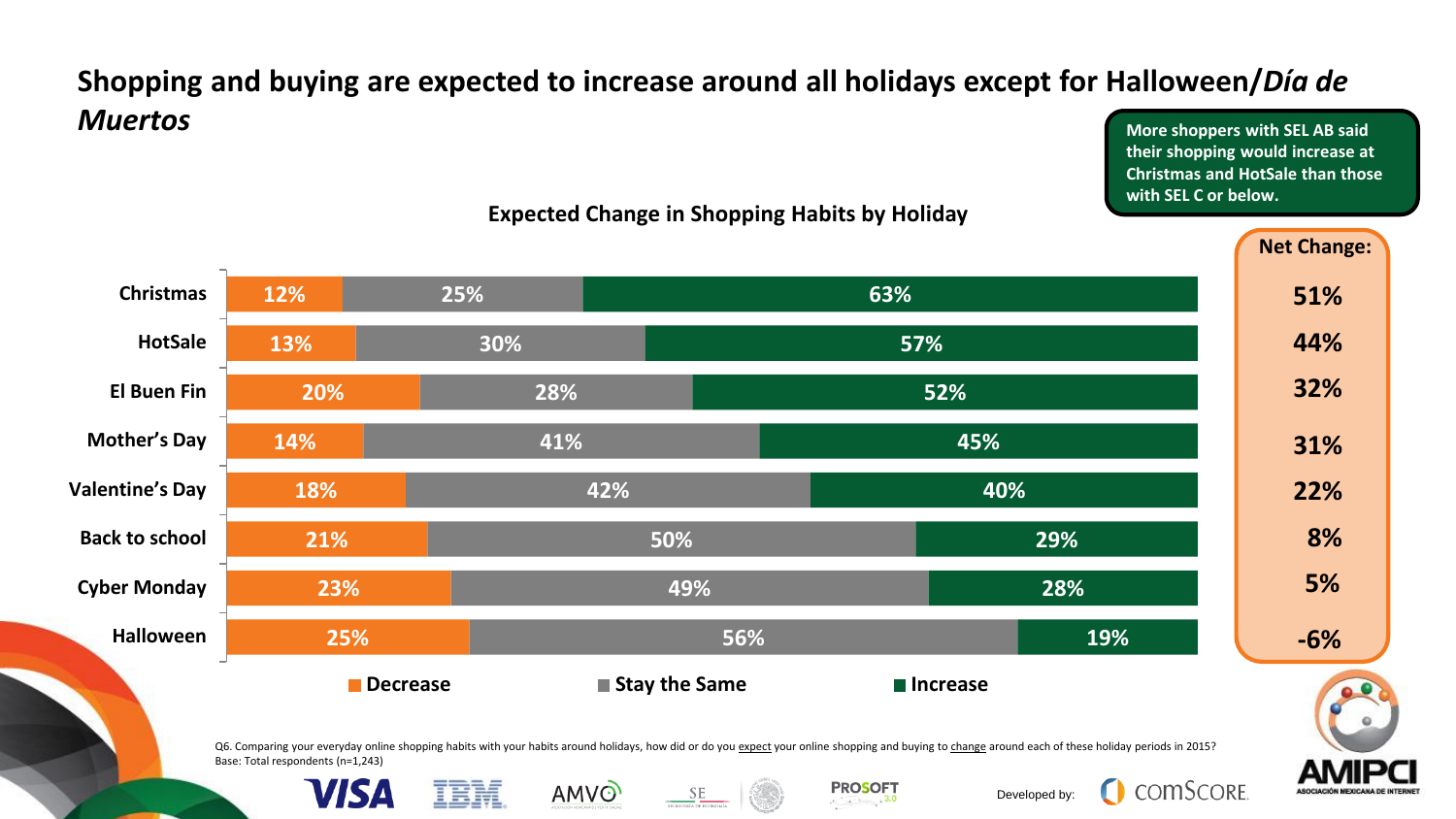# Shopping and buying are expected to increase around all holidays except for Halloween/*Día de Muertos*

More shoppers with SEL AB said their shopping would increase at Christmas and HotSale than those with SEL C or below.

**Expected Change in Shopping Habits by Holiday**

| Holiday | Decrease | Stay the Same | Increase | Net Change |
|---|---|---|---|---|
| Christmas | 12% | 25% | 63% | 51% |
| HotSale | 13% | 30% | 57% | 44% |
| El Buen Fin | 20% | 28% | 52% | 32% |
| Mother's Day | 14% | 41% | 45% | 31% |
| Valentine's Day | 18% | 42% | 40% | 22% |
| Back to school | 21% | 50% | 29% | 8% |
| Cyber Monday | 23% | 49% | 28% | 5% |
| Halloween | 25% | 56% | 19% | -6% |

Q6. Comparing your everyday online shopping habits with your habits around holidays, how did or do you expect your online shopping and buying to change around each of these holiday periods in 2015?
Base: Total respondents (n=1,243)

Developed by: comScore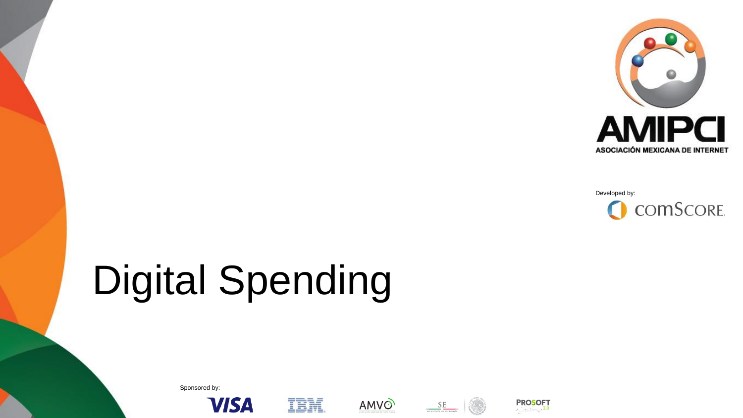ASOCIACIÓN MEXICANA DE INTERNET

Developed by:

# Digital Spending

Sponsored by: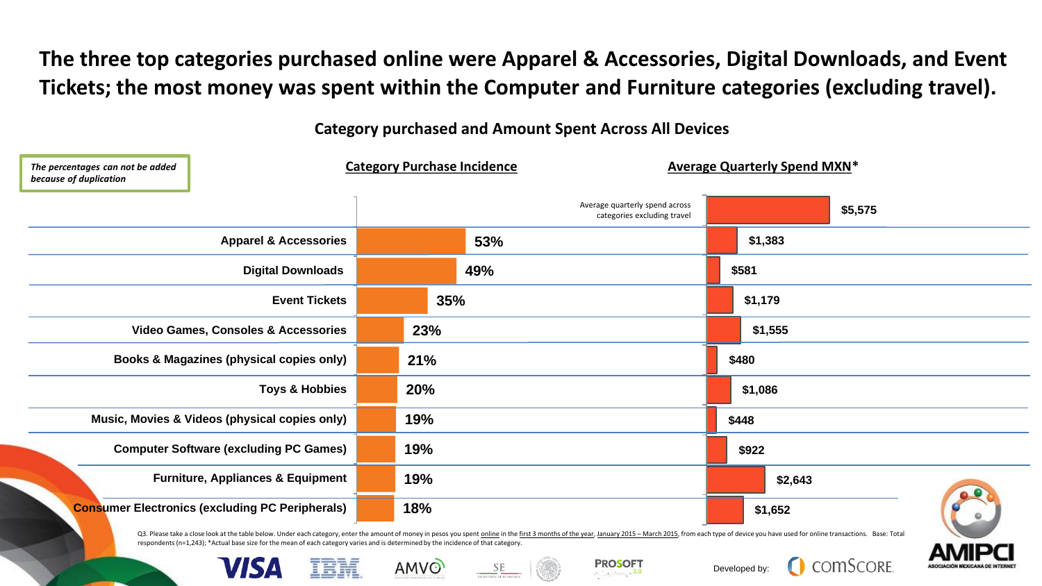# The three top categories purchased online were Apparel & Accessories, Digital Downloads, and Event Tickets; the most money was spent within the Computer and Furniture categories (excluding travel).

## Category purchased and Amount Spent Across All Devices

*The percentages can not be added because of duplication*

| | Category Purchase Incidence | Average Quarterly Spend MXN* |
|---|---|---|
| Average quarterly spend across categories excluding travel | | $5,575 |
| Apparel & Accessories | 53% | $1,383 |
| Digital Downloads | 49% | $581 |
| Event Tickets | 35% | $1,179 |
| Video Games, Consoles & Accessories | 23% | $1,555 |
| Books & Magazines (physical copies only) | 21% | $480 |
| Toys & Hobbies | 20% | $1,086 |
| Music, Movies & Videos (physical copies only) | 19% | $448 |
| Computer Software (excluding PC Games) | 19% | $922 |
| Furniture, Appliances & Equipment | 19% | $2,643 |
| Consumer Electronics (excluding PC Peripherals) | 18% | $1,652 |

Q3. Please take a close look at the table below. Under each category, enter the amount of money in pesos you spent online in the first 3 months of the year, January 2015 – March 2015, from each type of device you have used for online transactions. Base: Total respondents (n=1,243); *Actual base size for the mean of each category varies and is determined by the incidence of that category.

Developed by: comScore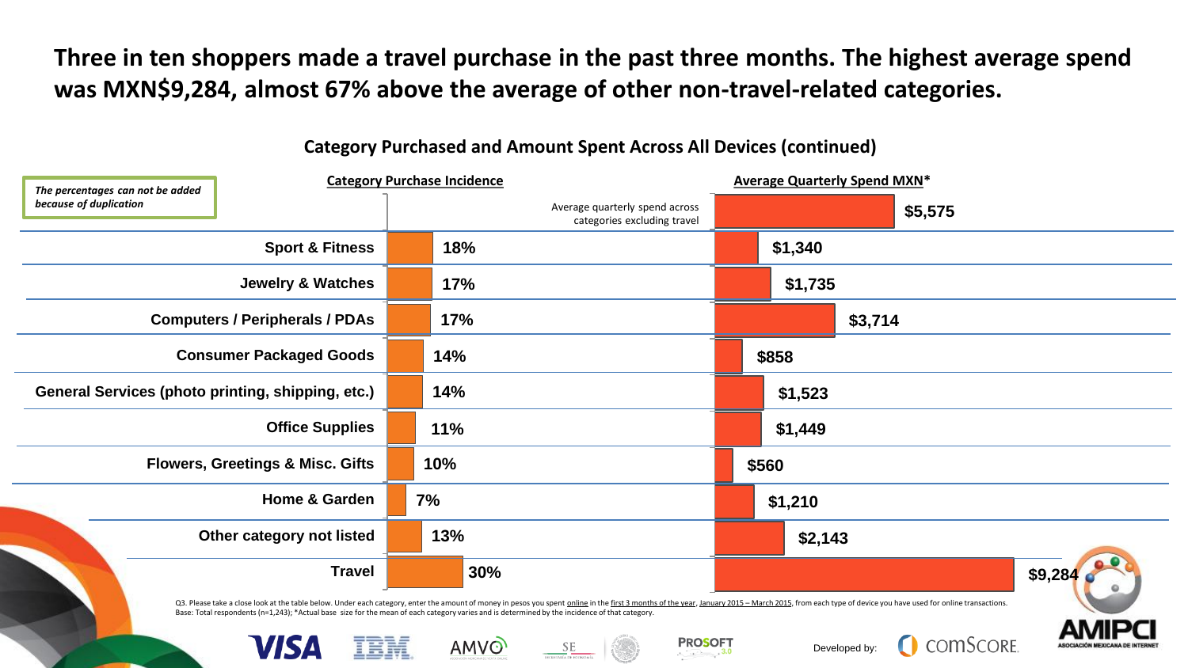# Three in ten shoppers made a travel purchase in the past three months. The highest average spend was MXN$9,284, almost 67% above the average of other non-travel-related categories.

## Category Purchased and Amount Spent Across All Devices (continued)

*The percentages can not be added because of duplication*

| Category | Category Purchase Incidence | Average Quarterly Spend MXN* |
|---|---|---|
| Average quarterly spend across categories excluding travel | | $5,575 |
| Sport & Fitness | 18% | $1,340 |
| Jewelry & Watches | 17% | $1,735 |
| Computers / Peripherals / PDAs | 17% | $3,714 |
| Consumer Packaged Goods | 14% | $858 |
| General Services (photo printing, shipping, etc.) | 14% | $1,523 |
| Office Supplies | 11% | $1,449 |
| Flowers, Greetings & Misc. Gifts | 10% | $560 |
| Home & Garden | 7% | $1,210 |
| Other category not listed | 13% | $2,143 |
| Travel | 30% | $9,284 |

Q3. Please take a close look at the table below. Under each category, enter the amount of money in pesos you spent online in the first 3 months of the year, January 2015 – March 2015, from each type of device you have used for online transactions.
Base: Total respondents (n=1,243); *Actual base size for the mean of each category varies and is determined by the incidence of that category.

Developed by: comScore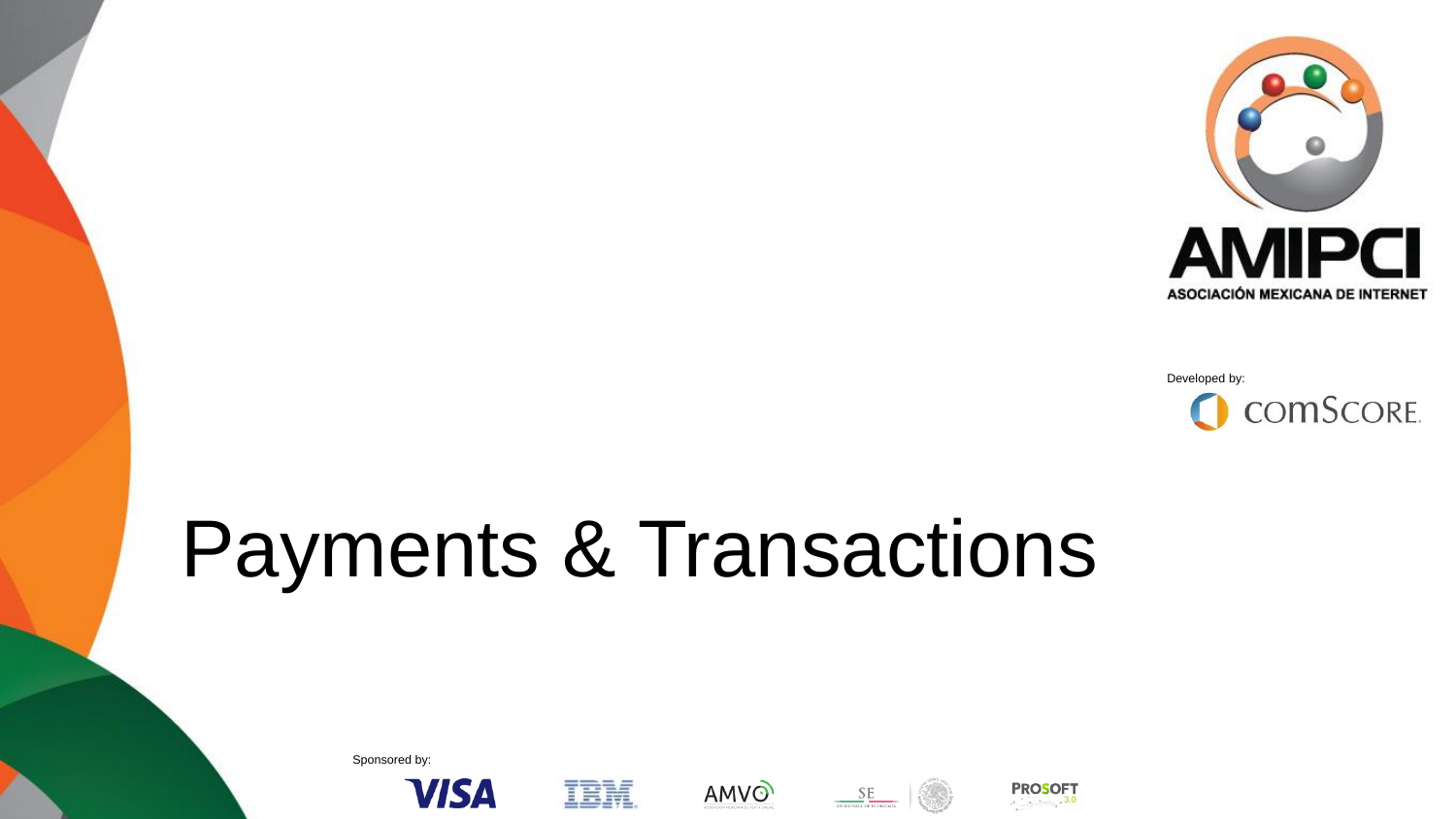AMIPCI

ASOCIACIÓN MEXICANA DE INTERNET

Developed by:

comScore.

# Payments & Transactions

Sponsored by:

VISA IBM AMVO SE PROSOFT 3.0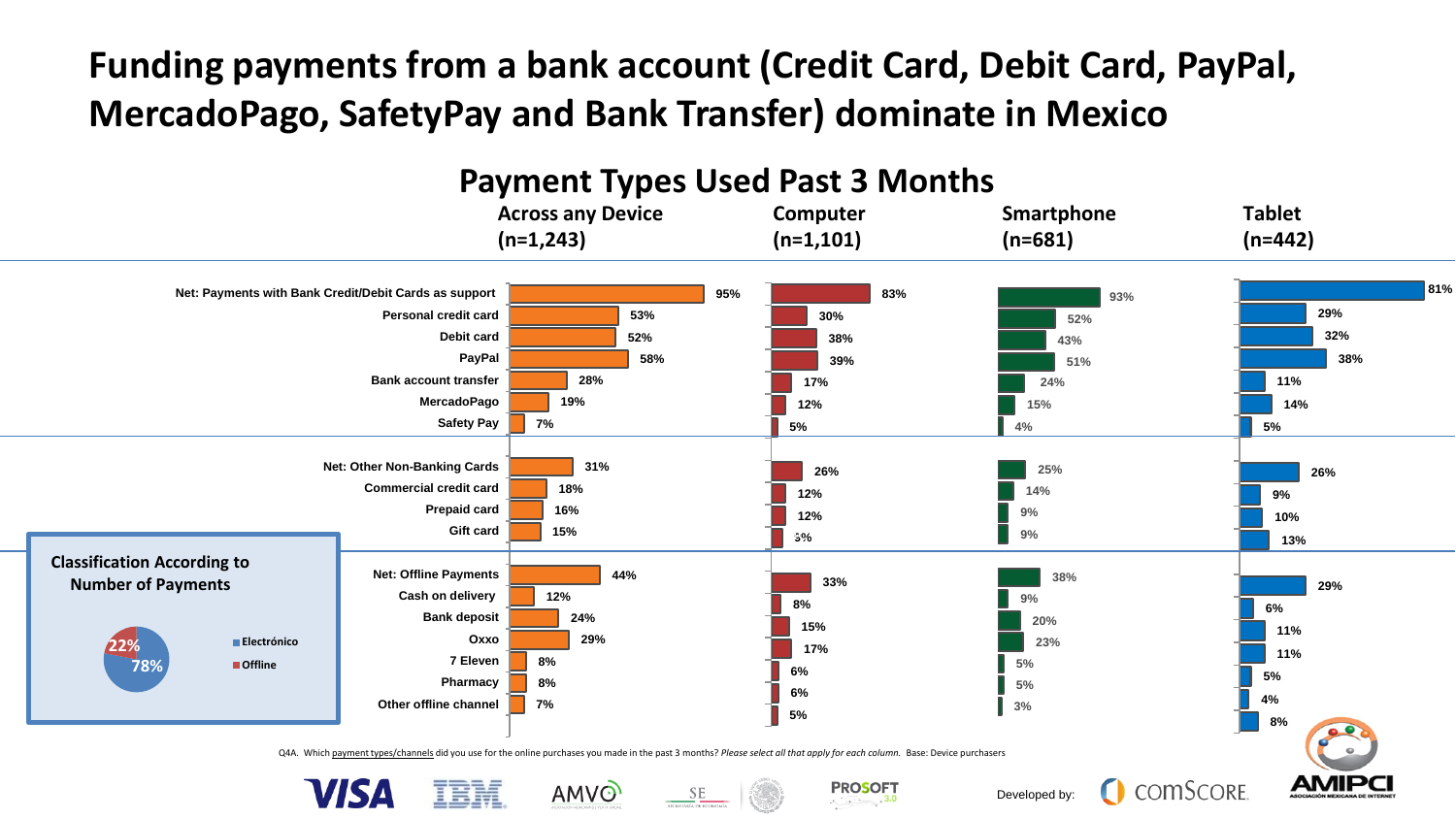# Funding payments from a bank account (Credit Card, Debit Card, PayPal, MercadoPago, SafetyPay and Bank Transfer) dominate in Mexico

## Payment Types Used Past 3 Months

| | Across any Device (n=1,243) | Computer (n=1,101) | Smartphone (n=681) | Tablet (n=442) |
|---|---|---|---|---|
| **Net: Payments with Bank Credit/Debit Cards as support** | 95% | 83% | 93% | 81% |
| Personal credit card | 53% | 30% | 52% | 29% |
| Debit card | 52% | 38% | 43% | 32% |
| PayPal | 58% | 39% | 51% | 38% |
| Bank account transfer | 28% | 17% | 24% | 11% |
| MercadoPago | 19% | 12% | 15% | 14% |
| Safety Pay | 7% | 5% | 4% | 5% |
| **Net: Other Non-Banking Cards** | 31% | 26% | 25% | 26% |
| Commercial credit card | 18% | 12% | 14% | 9% |
| Prepaid card | 16% | 12% | 9% | 10% |
| Gift card | 15% | 5% | 9% | 13% |
| **Net: Offline Payments** | 44% | 33% | 38% | 29% |
| Cash on delivery | 12% | 8% | 9% | 6% |
| Bank deposit | 24% | 15% | 20% | 11% |
| Oxxo | 29% | 17% | 23% | 11% |
| 7 Eleven | 8% | 6% | 5% | 5% |
| Pharmacy | 8% | 6% | 5% | 4% |
| Other offline channel | 7% | 5% | 3% | 8% |

**Classification According to Number of Payments**

| | |
|---|---|
| Electrónico | 78% |
| Offline | 22% |

Q4A. Which payment types/channels did you use for the online purchases you made in the past 3 months? *Please select all that apply for each column.* Base: Device purchasers

Developed by: comSCORE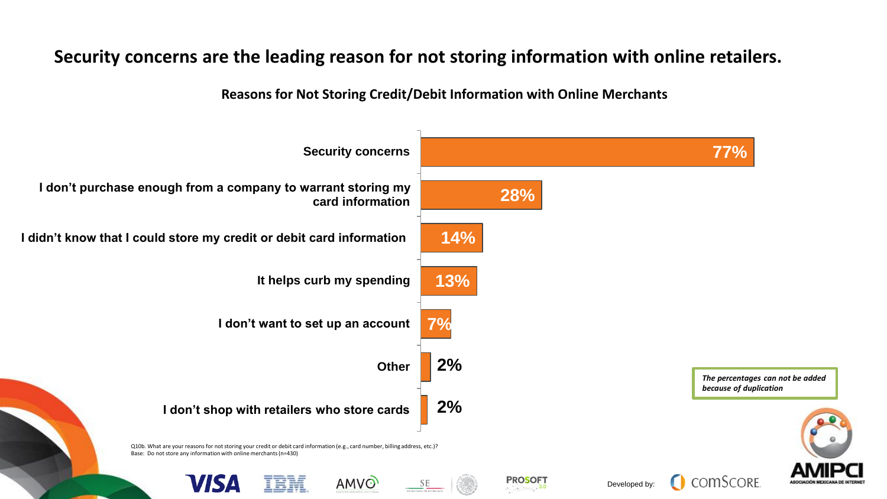# Security concerns are the leading reason for not storing information with online retailers.

## Reasons for Not Storing Credit/Debit Information with Online Merchants

| Reason | % |
|---|---|
| Security concerns | 77% |
| I don't purchase enough from a company to warrant storing my card information | 28% |
| I didn't know that I could store my credit or debit card information | 14% |
| It helps curb my spending | 13% |
| I don't want to set up an account | 7% |
| Other | 2% |
| I don't shop with retailers who store cards | 2% |

*The percentages can not be added because of duplication*

Q10b. What are your reasons for not storing your credit or debit card information (e.g., card number, billing address, etc.)?
Base: Do not store any information with online merchants (n=430)

VISA IBM AMVO SE PROSOFT 3.0

Developed by: comScore

AMIPCI ASOCIACIÓN MEXICANA DE INTERNET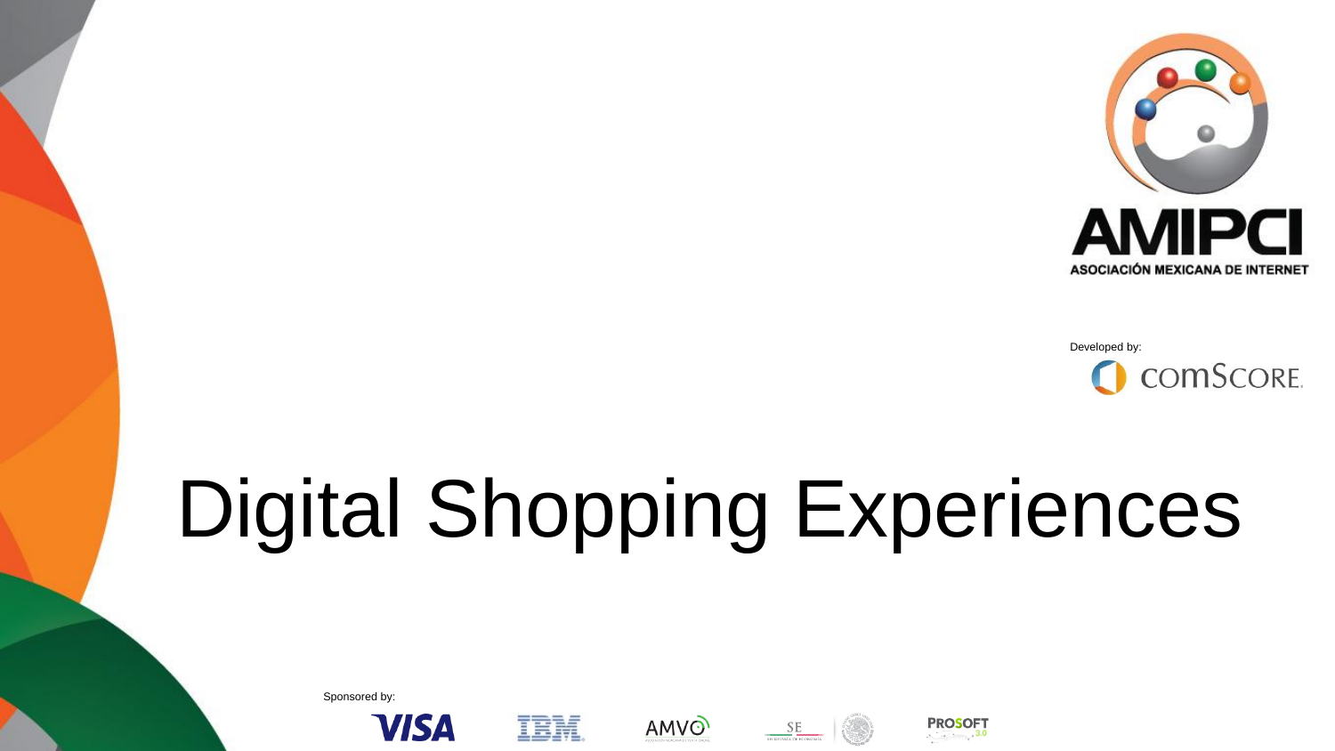AMIPCI

ASOCIACIÓN MEXICANA DE INTERNET

Developed by:

comScore

# Digital Shopping Experiences

Sponsored by:

VISA IBM AMVO SE PROSOFT 3.0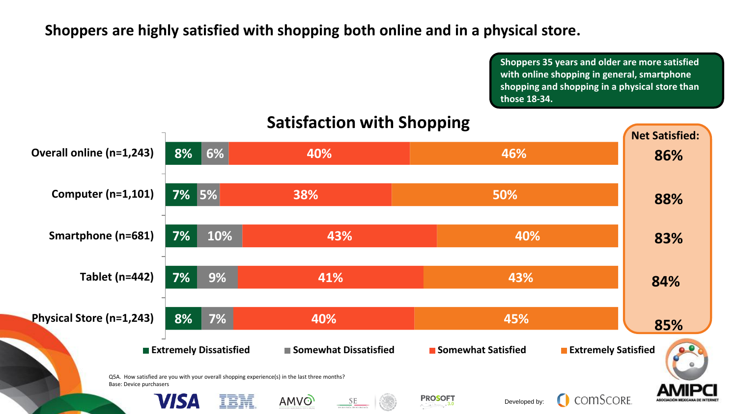# Shoppers are highly satisfied with shopping both online and in a physical store.

**Shoppers 35 years and older are more satisfied with online shopping in general, smartphone shopping and shopping in a physical store than those 18-34.**

## Satisfaction with Shopping

| | Extremely Dissatisfied | Somewhat Dissatisfied | Somewhat Satisfied | Extremely Satisfied | Net Satisfied |
|---|---|---|---|---|---|
| Overall online (n=1,243) | 8% | 6% | 40% | 46% | 86% |
| Computer (n=1,101) | 7% | 5% | 38% | 50% | 88% |
| Smartphone (n=681) | 7% | 10% | 43% | 40% | 83% |
| Tablet (n=442) | 7% | 9% | 41% | 43% | 84% |
| Physical Store (n=1,243) | 8% | 7% | 40% | 45% | 85% |

Q5A. How satisfied are you with your overall shopping experience(s) in the last three months?
Base: Device purchasers

Developed by: comScore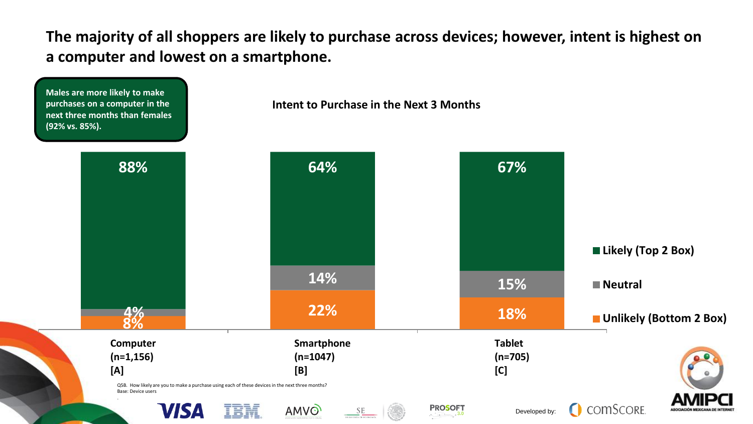# The majority of all shoppers are likely to purchase across devices; however, intent is highest on a computer and lowest on a smartphone.

**Males are more likely to make purchases on a computer in the next three months than females (92% vs. 85%).**

**Intent to Purchase in the Next 3 Months**

| | Computer (n=1,156) [A] | Smartphone (n=1047) [B] | Tablet (n=705) [C] |
|---|---|---|---|
| Likely (Top 2 Box) | 88% | 64% | 67% |
| Neutral | 4% | 14% | 15% |
| Unlikely (Bottom 2 Box) | 8% | 22% | 18% |

Q5B. How likely are you to make a purchase using each of these devices in the next three months?
Base: Device users

Developed by: comScore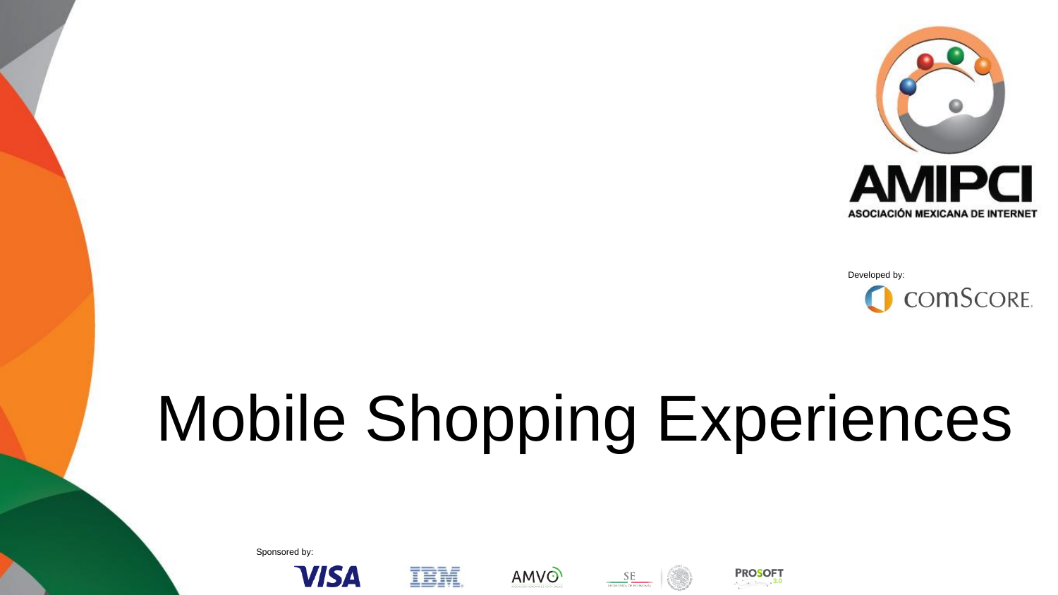AMIPCI

ASOCIACIÓN MEXICANA DE INTERNET

Developed by:

comScore

# Mobile Shopping Experiences

Sponsored by:

VISA IBM AMVO SE PROSOFT 3.0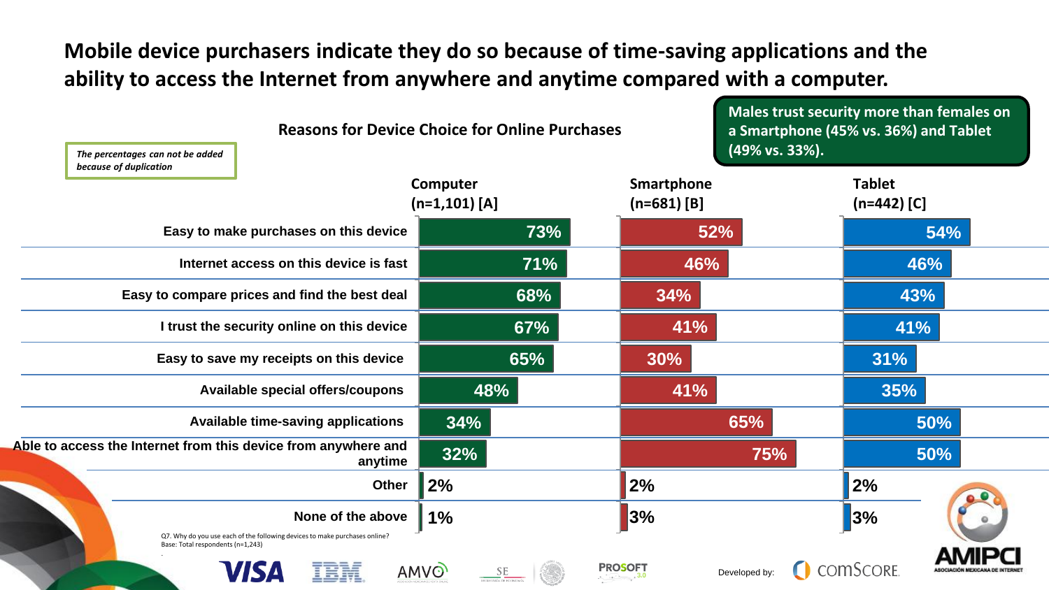# Mobile device purchasers indicate they do so because of time-saving applications and the ability to access the Internet from anywhere and anytime compared with a computer.

*The percentages can not be added because of duplication*

**Males trust security more than females on a Smartphone (45% vs. 36%) and Tablet (49% vs. 33%).**

## Reasons for Device Choice for Online Purchases

| | Computer (n=1,101) [A] | Smartphone (n=681) [B] | Tablet (n=442) [C] |
|---|---|---|---|
| Easy to make purchases on this device | 73% | 52% | 54% |
| Internet access on this device is fast | 71% | 46% | 46% |
| Easy to compare prices and find the best deal | 68% | 34% | 43% |
| I trust the security online on this device | 67% | 41% | 41% |
| Easy to save my receipts on this device | 65% | 30% | 31% |
| Available special offers/coupons | 48% | 41% | 35% |
| Available time-saving applications | 34% | 65% | 50% |
| Able to access the Internet from this device from anywhere and anytime | 32% | 75% | 50% |
| Other | 2% | 2% | 2% |
| None of the above | 1% | 3% | 3% |

Q7. Why do you use each of the following devices to make purchases online?
Base: Total respondents (n=1,243)

Developed by: comScore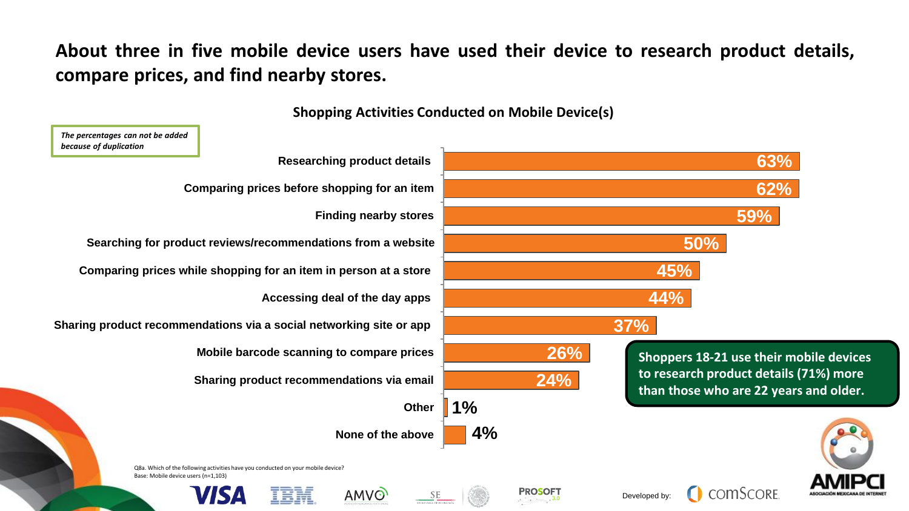# About three in five mobile device users have used their device to research product details, compare prices, and find nearby stores.

## Shopping Activities Conducted on Mobile Device(s)

*The percentages can not be added because of duplication*

| Activity | % |
| --- | --- |
| Researching product details | 63% |
| Comparing prices before shopping for an item | 62% |
| Finding nearby stores | 59% |
| Searching for product reviews/recommendations from a website | 50% |
| Comparing prices while shopping for an item in person at a store | 45% |
| Accessing deal of the day apps | 44% |
| Sharing product recommendations via a social networking site or app | 37% |
| Mobile barcode scanning to compare prices | 26% |
| Sharing product recommendations via email | 24% |
| Other | 1% |
| None of the above | 4% |

**Shoppers 18-21 use their mobile devices to research product details (71%) more than those who are 22 years and older.**

Q8a. Which of the following activities have you conducted on your mobile device?
Base: Mobile device users (n=1,103)

Developed by: comScore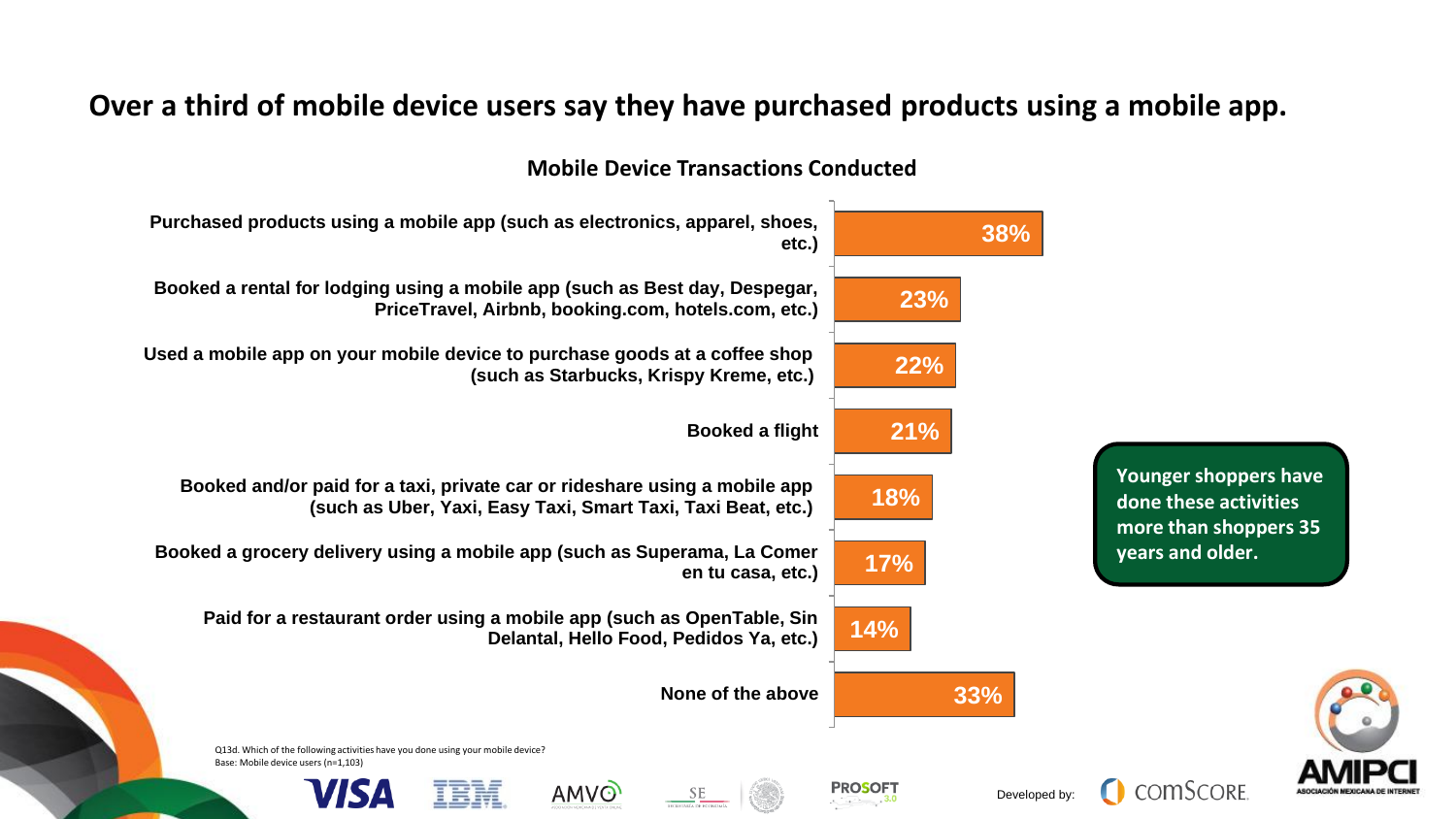# Over a third of mobile device users say they have purchased products using a mobile app.

## Mobile Device Transactions Conducted

| Activity | % |
|---|---|
| Purchased products using a mobile app (such as electronics, apparel, shoes, etc.) | 38% |
| Booked a rental for lodging using a mobile app (such as Best day, Despegar, PriceTravel, Airbnb, booking.com, hotels.com, etc.) | 23% |
| Used a mobile app on your mobile device to purchase goods at a coffee shop (such as Starbucks, Krispy Kreme, etc.) | 22% |
| Booked a flight | 21% |
| Booked and/or paid for a taxi, private car or rideshare using a mobile app (such as Uber, Yaxi, Easy Taxi, Smart Taxi, Taxi Beat, etc.) | 18% |
| Booked a grocery delivery using a mobile app (such as Superama, La Comer en tu casa, etc.) | 17% |
| Paid for a restaurant order using a mobile app (such as OpenTable, Sin Delantal, Hello Food, Pedidos Ya, etc.) | 14% |
| None of the above | 33% |

**Younger shoppers have done these activities more than shoppers 35 years and older.**

Q13d. Which of the following activities have you done using your mobile device?
Base: Mobile device users (n=1,103)

Developed by: comScore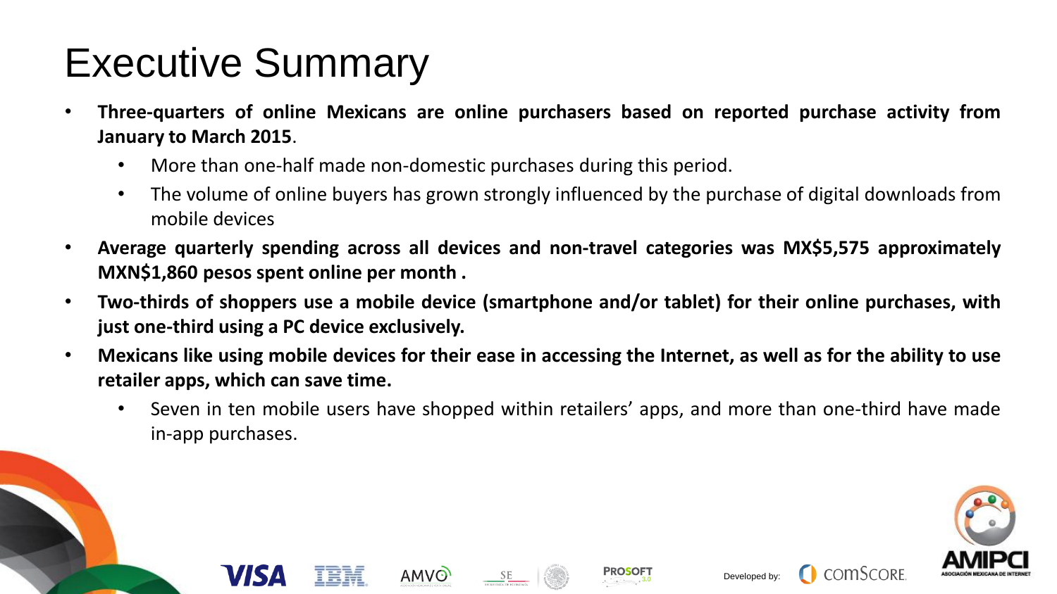# Executive Summary

- **Three-quarters of online Mexicans are online purchasers based on reported purchase activity from January to March 2015**.
  - More than one-half made non-domestic purchases during this period.
  - The volume of online buyers has grown strongly influenced by the purchase of digital downloads from mobile devices
- **Average quarterly spending across all devices and non-travel categories was MX$5,575 approximately MXN$1,860 pesos spent online per month .**
- **Two-thirds of shoppers use a mobile device (smartphone and/or tablet) for their online purchases, with just one-third using a PC device exclusively.**
- **Mexicans like using mobile devices for their ease in accessing the Internet, as well as for the ability to use retailer apps, which can save time.**
  - Seven in ten mobile users have shopped within retailers' apps, and more than one-third have made in-app purchases.

Developed by: comScore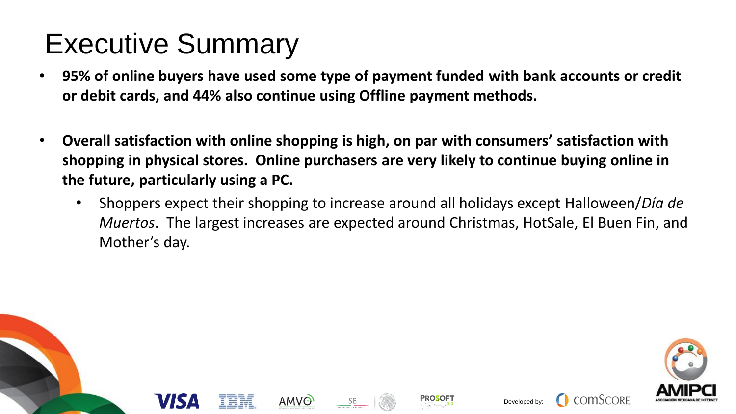# Executive Summary

- **95% of online buyers have used some type of payment funded with bank accounts or credit or debit cards, and 44% also continue using Offline payment methods.**

- **Overall satisfaction with online shopping is high, on par with consumers' satisfaction with shopping in physical stores. Online purchasers are very likely to continue buying online in the future, particularly using a PC.**
  - Shoppers expect their shopping to increase around all holidays except Halloween/*Día de Muertos*. The largest increases are expected around Christmas, HotSale, El Buen Fin, and Mother's day.

Developed by: comScore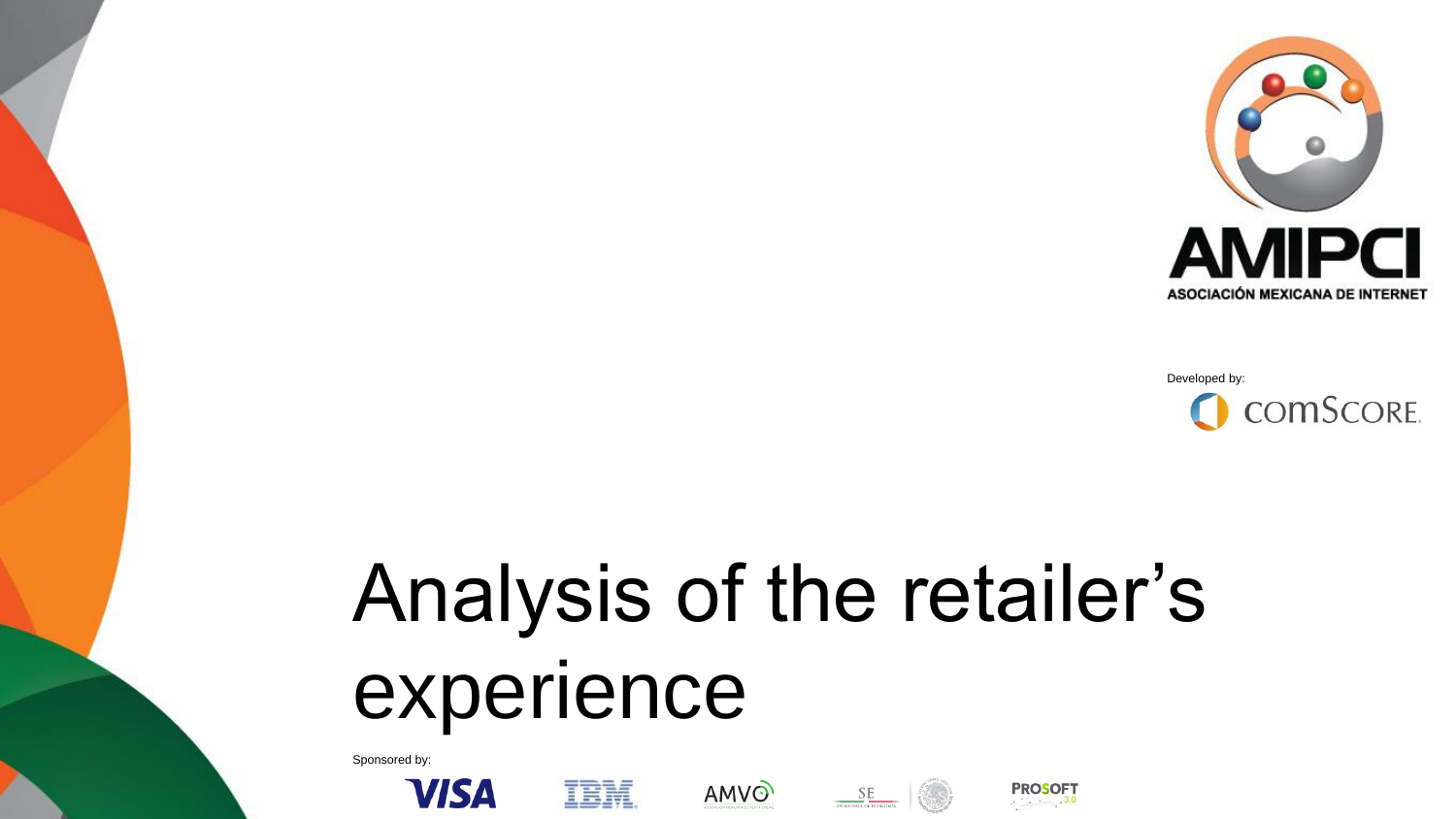AMIPCI

ASOCIACIÓN MEXICANA DE INTERNET

Developed by:

comScore.

# Analysis of the retailer's experience

Sponsored by:

VISA IBM AMVO SE PROSOFT 3.0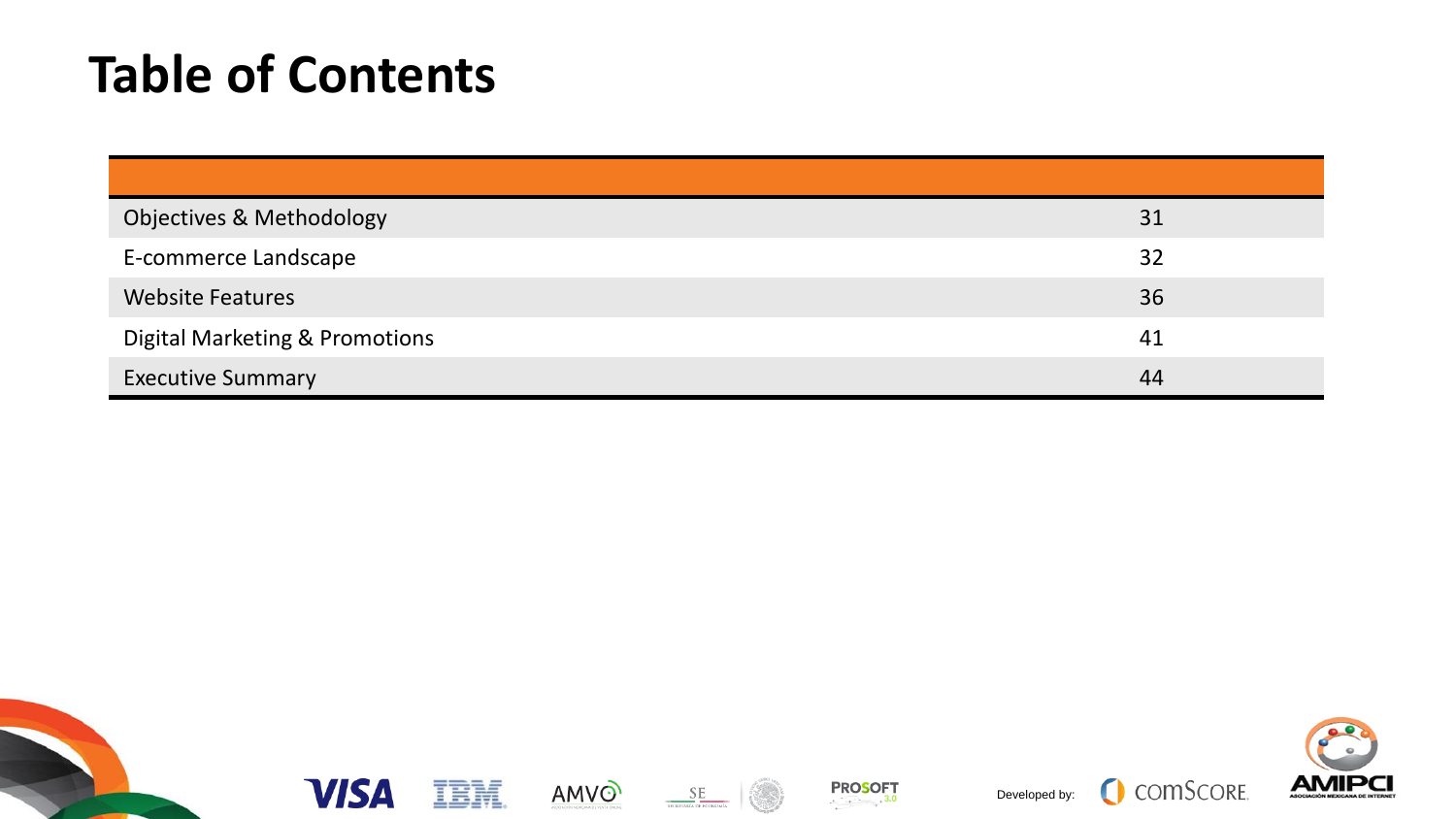# Table of Contents

| | |
|---|---|
| Objectives & Methodology | 31 |
| E-commerce Landscape | 32 |
| Website Features | 36 |
| Digital Marketing & Promotions | 41 |
| Executive Summary | 44 |

Developed by: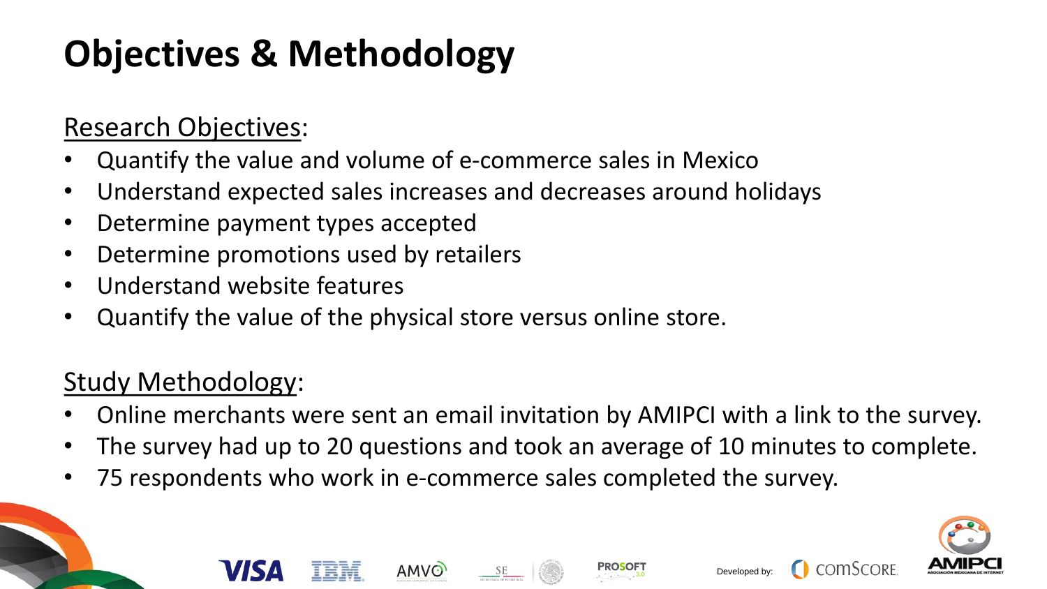# Objectives & Methodology

Research Objectives:

- Quantify the value and volume of e-commerce sales in Mexico
- Understand expected sales increases and decreases around holidays
- Determine payment types accepted
- Determine promotions used by retailers
- Understand website features
- Quantify the value of the physical store versus online store.

Study Methodology:

- Online merchants were sent an email invitation by AMIPCI with a link to the survey.
- The survey had up to 20 questions and took an average of 10 minutes to complete.
- 75 respondents who work in e-commerce sales completed the survey.

Developed by: comScore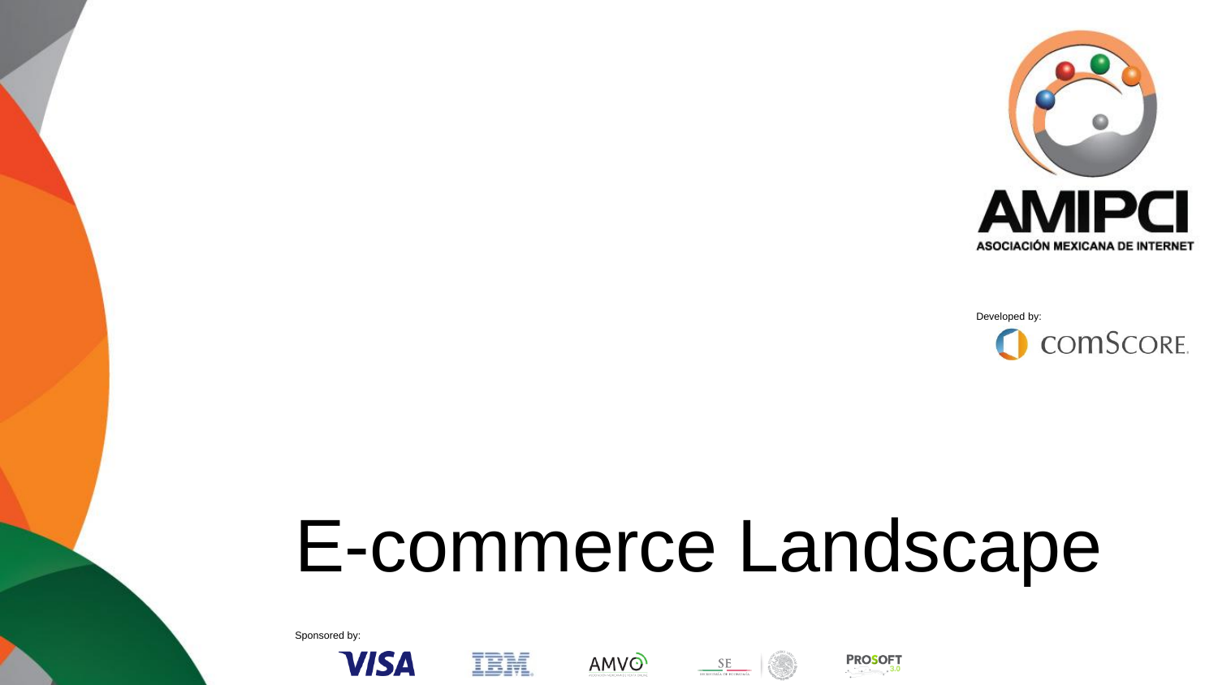ASOCIACIÓN MEXICANA DE INTERNET

Developed by:

# E-commerce Landscape

Sponsored by: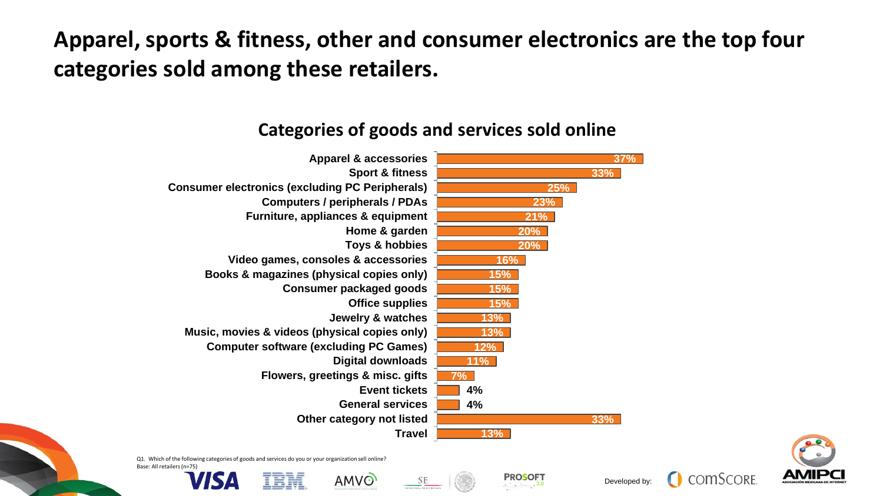# Apparel, sports & fitness, other and consumer electronics are the top four categories sold among these retailers.

## Categories of goods and services sold online

| Category | % |
|---|---|
| Apparel & accessories | 37% |
| Sport & fitness | 33% |
| Consumer electronics (excluding PC Peripherals) | 25% |
| Computers / peripherals / PDAs | 23% |
| Furniture, appliances & equipment | 21% |
| Home & garden | 20% |
| Toys & hobbies | 20% |
| Video games, consoles & accessories | 16% |
| Books & magazines (physical copies only) | 15% |
| Consumer packaged goods | 15% |
| Office supplies | 15% |
| Jewelry & watches | 13% |
| Music, movies & videos (physical copies only) | 13% |
| Computer software (excluding PC Games) | 12% |
| Digital downloads | 11% |
| Flowers, greetings & misc. gifts | 7% |
| Event tickets | 4% |
| General services | 4% |
| Other category not listed | 33% |
| Travel | 13% |

Q1. Which of the following categories of goods and services do you or your organization sell online?
Base: All retailers (n=75)

Developed by: comScore. AMIPCI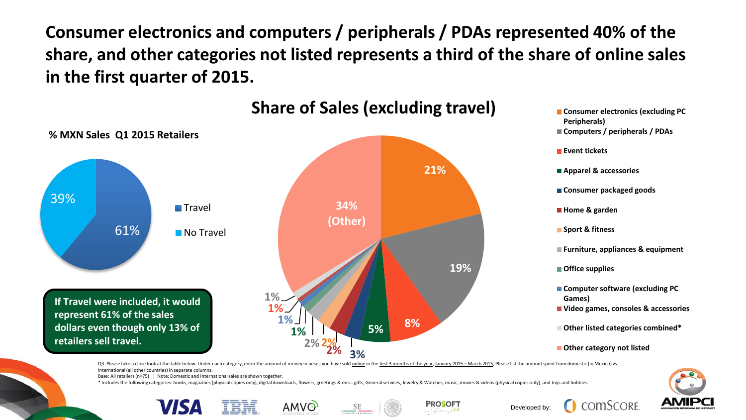# Consumer electronics and computers / peripherals / PDAs represented 40% of the share, and other categories not listed represents a third of the share of online sales in the first quarter of 2015.

## % MXN Sales Q1 2015 Retailers

| Category | Share |
|---|---|
| Travel | 61% |
| No Travel | 39% |

If Travel were included, it would represent 61% of the sales dollars even though only 13% of retailers sell travel.

## Share of Sales (excluding travel)

| Category | Share |
|---|---|
| Consumer electronics (excluding PC Peripherals) | 21% |
| Computers / peripherals / PDAs | 19% |
| Event tickets | 8% |
| Apparel & accessories | 5% |
| Consumer packaged goods | 3% |
| Home & garden | 2% |
| Sport & fitness | 2% |
| Furniture, appliances & equipment | 2% |
| Office supplies | 1% |
| Computer software (excluding PC Games) | 1% |
| Video games, consoles & accessories | 1% |
| Other listed categories combined* | 1% |
| Other category not listed | 34% (Other) |

Q3. Please take a close look at the table below. Under each category, enter the amount of money in pesos you have sold online in the first 3 months of the year, January 2015 – March 2015. Please list the amount spent from domestic (in Mexico) vs. International (all other countries) in separate columns.

Base: All retailers (n=75) | Note: Domestic and International sales are shown together.

\* Includes the following categories: books, magazines (physical copies only), digital downloads, flowers, greetings & misc. gifts, General services, Jewelry & Watches, music, movies & videos (physical copies only), and toys and hobbies

Developed by: comScore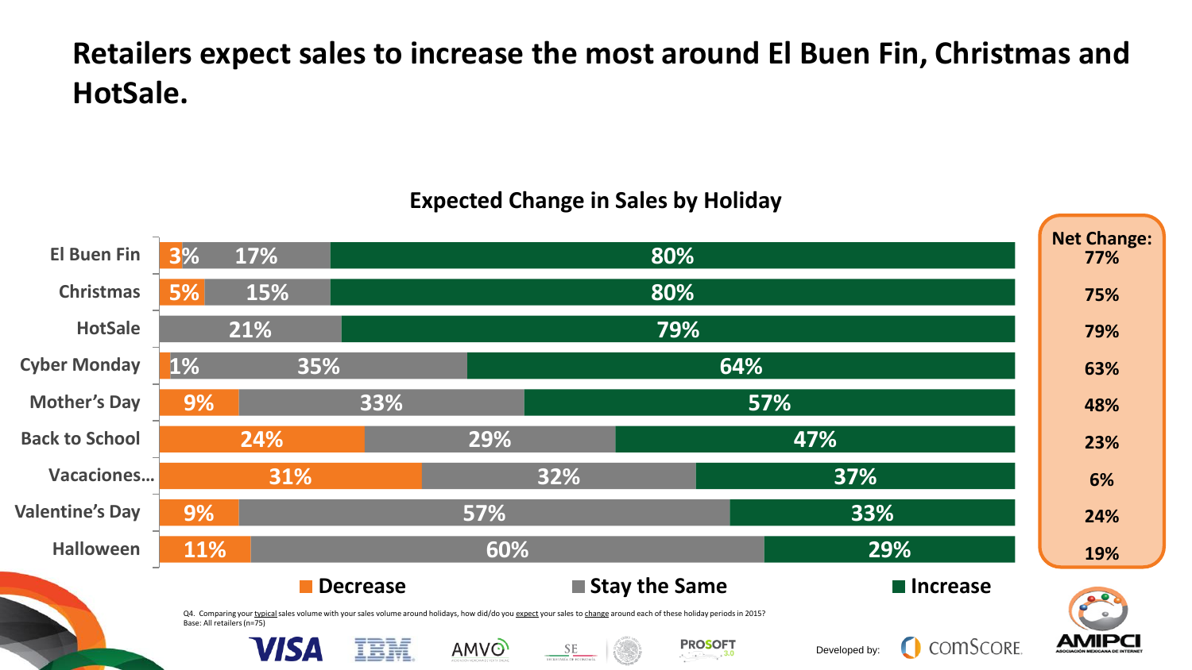# Retailers expect sales to increase the most around El Buen Fin, Christmas and HotSale.

## Expected Change in Sales by Holiday

| Holiday | Decrease | Stay the Same | Increase | Net Change |
|---|---|---|---|---|
| El Buen Fin | 3% | 17% | 80% | 77% |
| Christmas | 5% | 15% | 80% | 75% |
| HotSale | | 21% | 79% | 79% |
| Cyber Monday | 1% | 35% | 64% | 63% |
| Mother's Day | 9% | 33% | 57% | 48% |
| Back to School | 24% | 29% | 47% | 23% |
| Vacaciones… | 31% | 32% | 37% | 6% |
| Valentine's Day | 9% | 57% | 33% | 24% |
| Halloween | 11% | 60% | 29% | 19% |

Q4. Comparing your typical sales volume with your sales volume around holidays, how did/do you expect your sales to change around each of these holiday periods in 2015?
Base: All retailers (n=75)

Developed by: comScore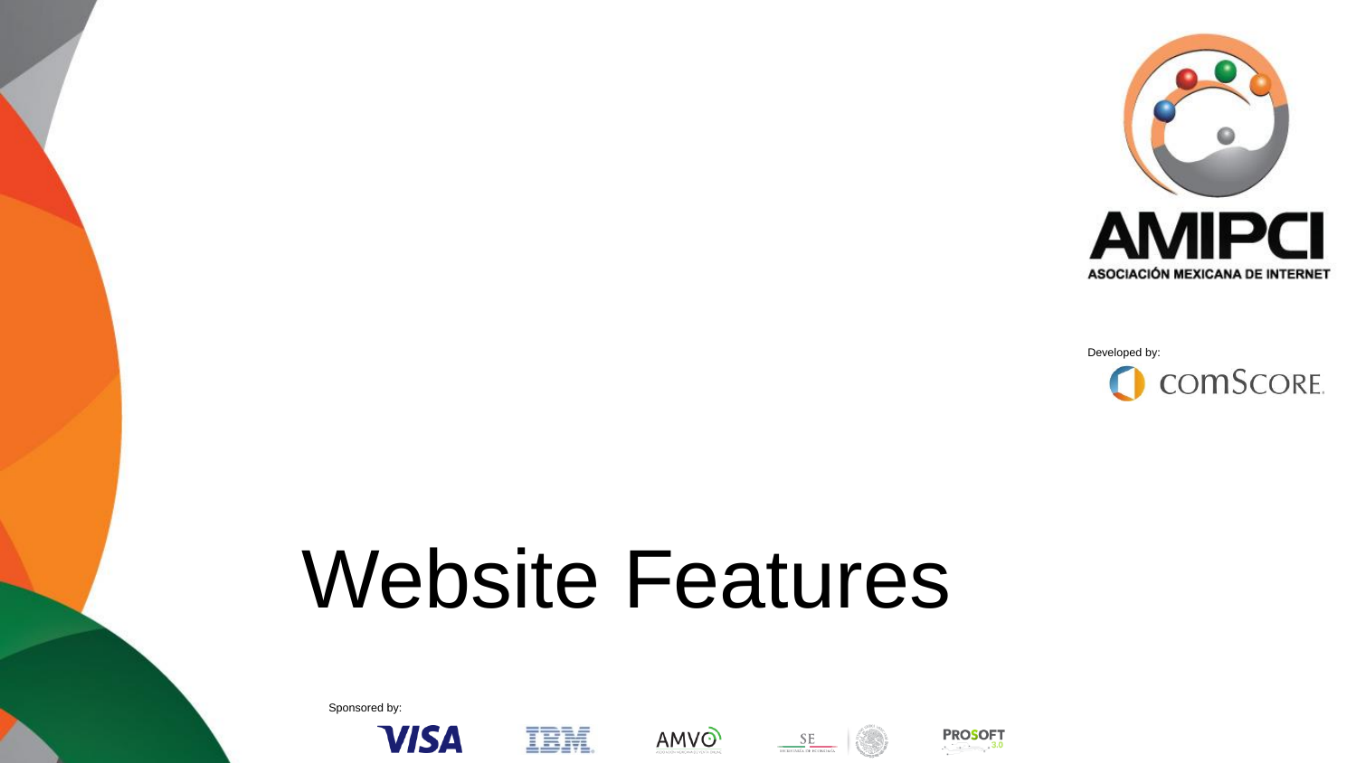AMIPCI

ASOCIACIÓN MEXICANA DE INTERNET

Developed by:

comScore.

# Website Features

Sponsored by:

VISA IBM AMVO SE PROSOFT 3.0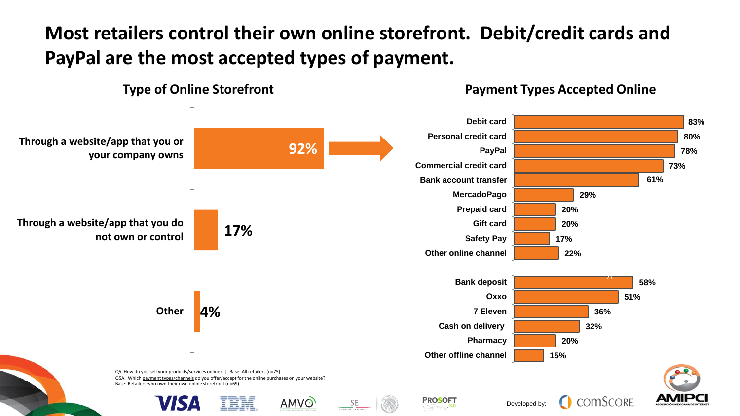# Most retailers control their own online storefront. Debit/credit cards and PayPal are the most accepted types of payment.

## Type of Online Storefront

| Type of Online Storefront | % |
| --- | --- |
| Through a website/app that you or your company owns | 92% |
| Through a website/app that you do not own or control | 17% |
| Other | 4% |

## Payment Types Accepted Online

| Payment Type | % |
| --- | --- |
| Debit card | 83% |
| Personal credit card | 80% |
| PayPal | 78% |
| Commercial credit card | 73% |
| Bank account transfer | 61% |
| MercadoPago | 29% |
| Prepaid card | 20% |
| Gift card | 20% |
| Safety Pay | 17% |
| Other online channel | 22% |
| Bank deposit | 58% |
| Oxxo | 51% |
| 7 Eleven | 36% |
| Cash on delivery | 32% |
| Pharmacy | 20% |
| Other offline channel | 15% |

Q5. How do you sell your products/services online? | Base: All retailers (n=75)
Q5A. Which payment types/channels do you offer/accept for the online purchases on your website?
Base: Retailers who own their own online storefront (n=69)

Developed by: comScore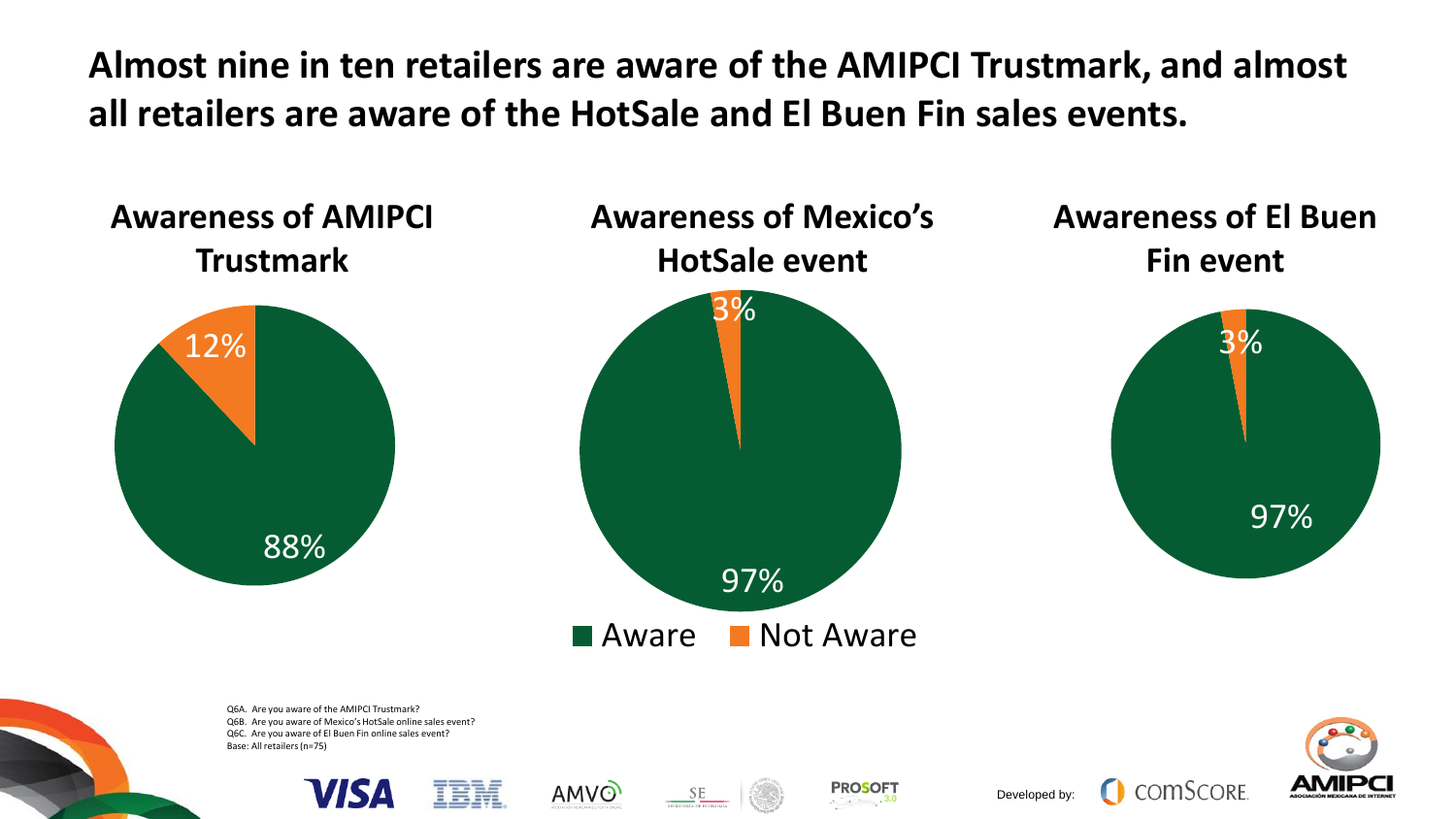# Almost nine in ten retailers are aware of the AMIPCI Trustmark, and almost all retailers are aware of the HotSale and El Buen Fin sales events.

### Awareness of AMIPCI Trustmark

| Response | % |
|---|---|
| Aware | 88% |
| Not Aware | 12% |

### Awareness of Mexico's HotSale event

| Response | % |
|---|---|
| Aware | 97% |
| Not Aware | 3% |

### Awareness of El Buen Fin event

| Response | % |
|---|---|
| Aware | 97% |
| Not Aware | 3% |

Q6A. Are you aware of the AMIPCI Trustmark?
Q6B. Are you aware of Mexico's HotSale online sales event?
Q6C. Are you aware of El Buen Fin online sales event?
Base: All retailers (n=75)

Developed by: comScore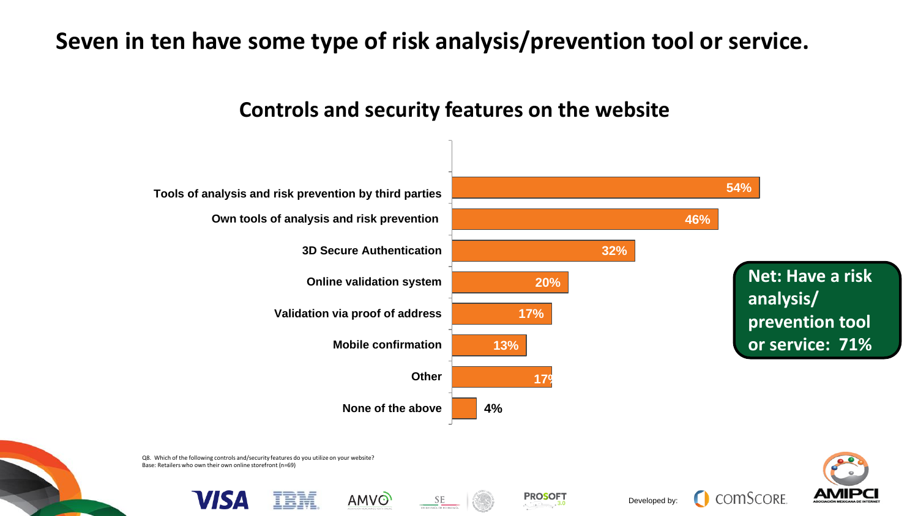# Seven in ten have some type of risk analysis/prevention tool or service.

## Controls and security features on the website

| Control / security feature | % |
|---|---|
| Tools of analysis and risk prevention by third parties | 54% |
| Own tools of analysis and risk prevention | 46% |
| 3D Secure Authentication | 32% |
| Online validation system | 20% |
| Validation via proof of address | 17% |
| Mobile confirmation | 13% |
| Other | 17% |
| None of the above | 4% |

**Net: Have a risk analysis/ prevention tool or service: 71%**

Q8. Which of the following controls and/security features do you utilize on your website?
Base: Retailers who own their own online storefront (n=69)

Developed by: comScore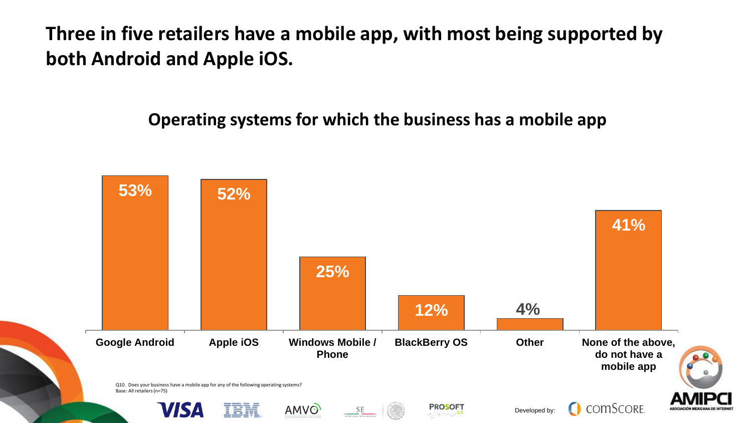# Three in five retailers have a mobile app, with most being supported by both Android and Apple iOS.

## Operating systems for which the business has a mobile app

| Operating system | % |
|---|---|
| Google Android | 53% |
| Apple iOS | 52% |
| Windows Mobile / Phone | 25% |
| BlackBerry OS | 12% |
| Other | 4% |
| None of the above, do not have a mobile app | 41% |

Q10. Does your business have a mobile app for any of the following operating systems?
Base: All retailers (n=75)

Developed by: comScore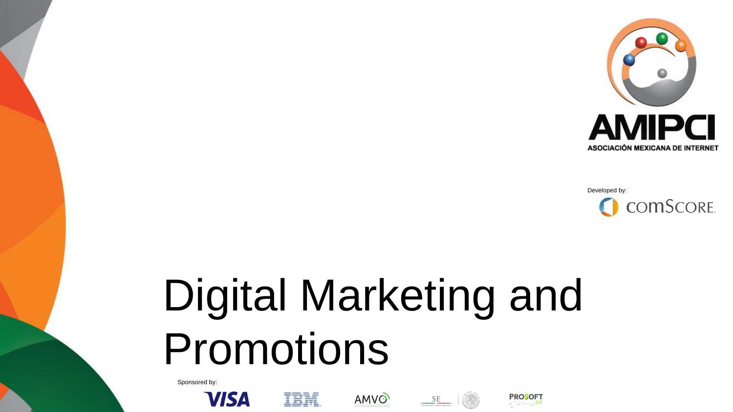AMIPCI

ASOCIACIÓN MEXICANA DE INTERNET

Developed by:

comScore.

# Digital Marketing and Promotions

Sponsored by:

VISA IBM AMVO SE PROSOFT 3.0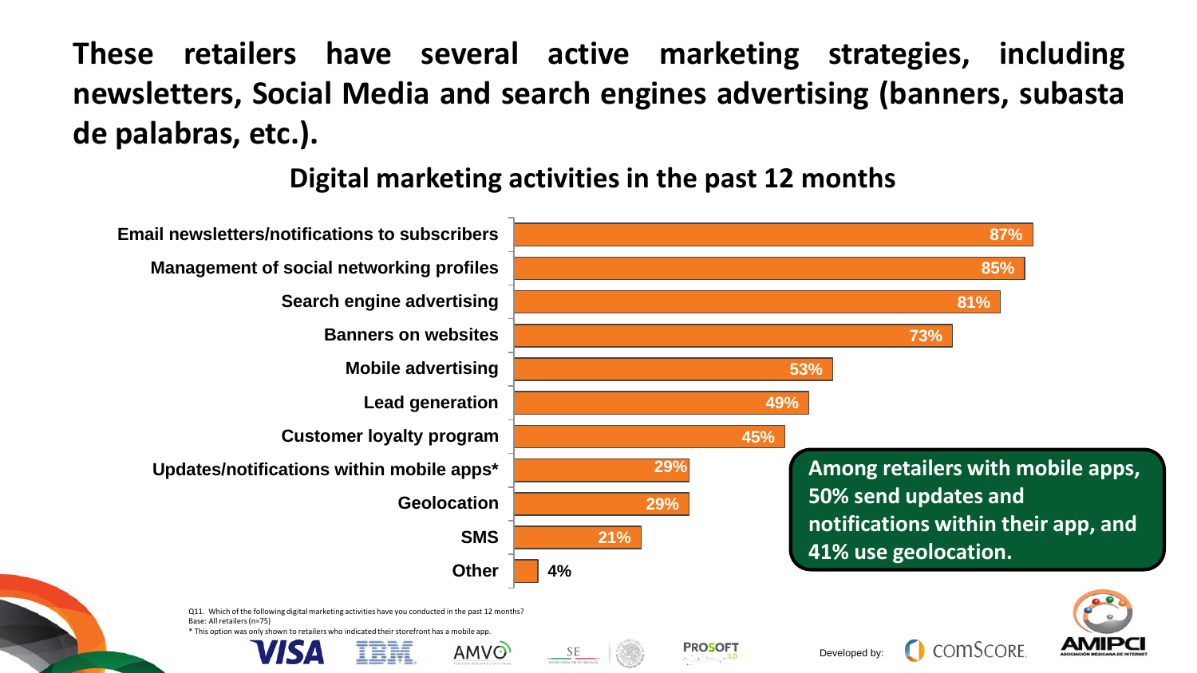# These retailers have several active marketing strategies, including newsletters, Social Media and search engines advertising (banners, subasta de palabras, etc.).

## Digital marketing activities in the past 12 months

| Activity | % |
|---|---|
| Email newsletters/notifications to subscribers | 87% |
| Management of social networking profiles | 85% |
| Search engine advertising | 81% |
| Banners on websites | 73% |
| Mobile advertising | 53% |
| Lead generation | 49% |
| Customer loyalty program | 45% |
| Updates/notifications within mobile apps* | 29% |
| Geolocation | 29% |
| SMS | 21% |
| Other | 4% |

**Among retailers with mobile apps, 50% send updates and notifications within their app, and 41% use geolocation.**

Q11. Which of the following digital marketing activities have you conducted in the past 12 months?
Base: All retailers (n=75)
* This option was only shown to retailers who indicated their storefront has a mobile app.

Developed by: comScore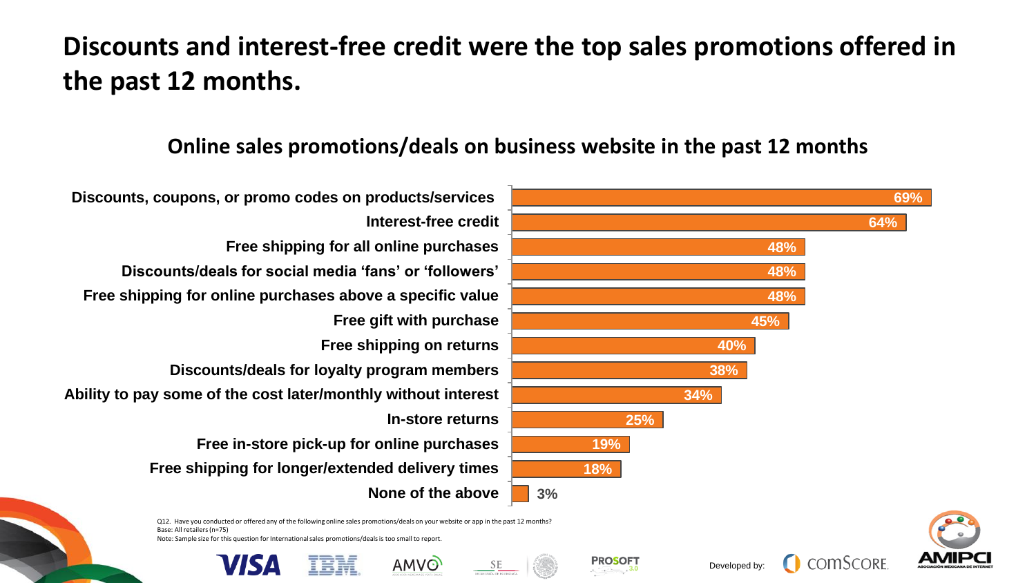# Discounts and interest-free credit were the top sales promotions offered in the past 12 months.

## Online sales promotions/deals on business website in the past 12 months

| Promotion | % |
| --- | --- |
| Discounts, coupons, or promo codes on products/services | 69% |
| Interest-free credit | 64% |
| Free shipping for all online purchases | 48% |
| Discounts/deals for social media 'fans' or 'followers' | 48% |
| Free shipping for online purchases above a specific value | 48% |
| Free gift with purchase | 45% |
| Free shipping on returns | 40% |
| Discounts/deals for loyalty program members | 38% |
| Ability to pay some of the cost later/monthly without interest | 34% |
| In-store returns | 25% |
| Free in-store pick-up for online purchases | 19% |
| Free shipping for longer/extended delivery times | 18% |
| None of the above | 3% |

Q12. Have you conducted or offered any of the following online sales promotions/deals on your website or app in the past 12 months?
Base: All retailers (n=75)
Note: Sample size for this question for International sales promotions/deals is too small to report.

Developed by: comSCORE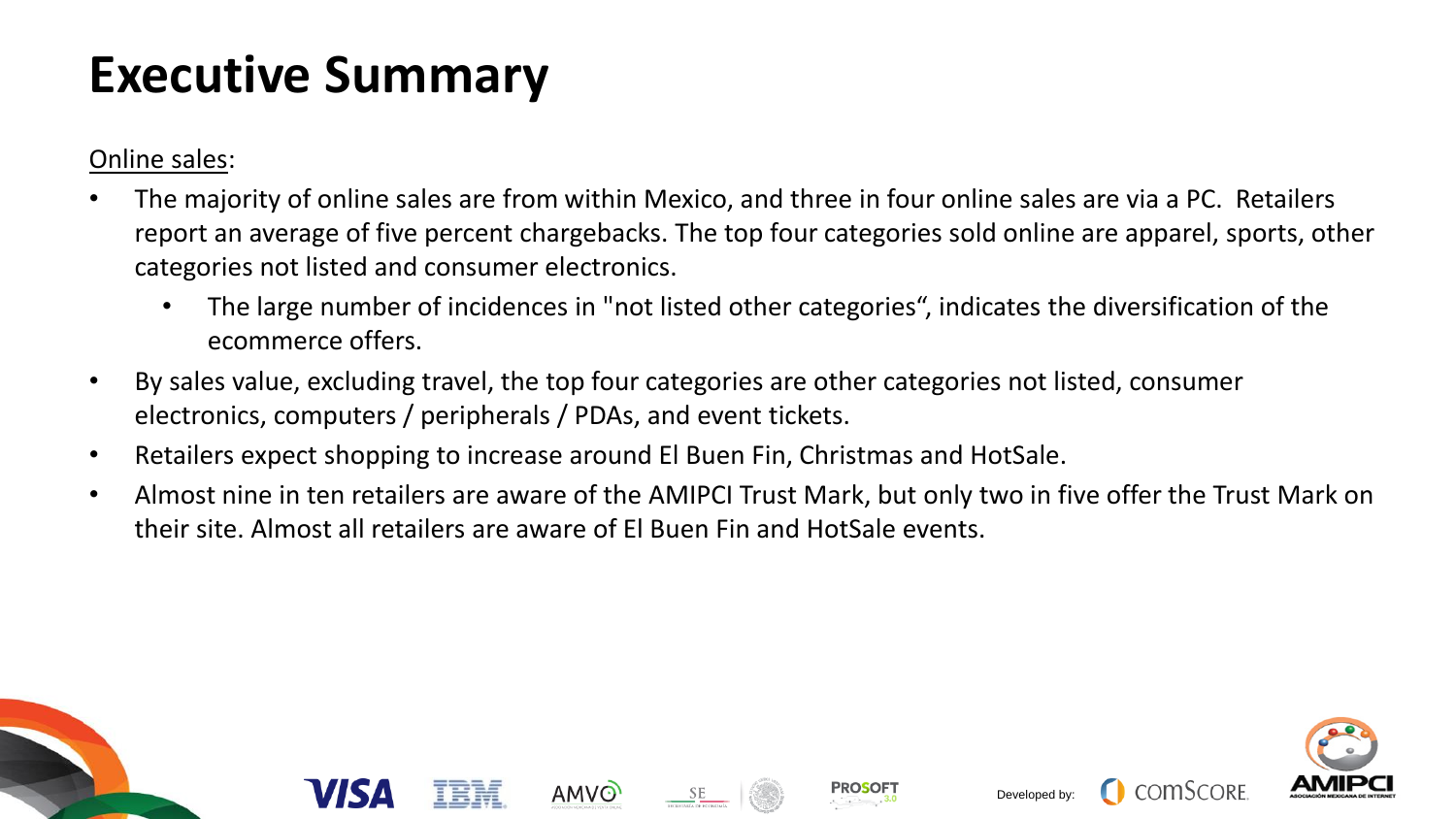# Executive Summary

Online sales:

- The majority of online sales are from within Mexico, and three in four online sales are via a PC. Retailers report an average of five percent chargebacks. The top four categories sold online are apparel, sports, other categories not listed and consumer electronics.
  - The large number of incidences in "not listed other categories“, indicates the diversification of the ecommerce offers.
- By sales value, excluding travel, the top four categories are other categories not listed, consumer electronics, computers / peripherals / PDAs, and event tickets.
- Retailers expect shopping to increase around El Buen Fin, Christmas and HotSale.
- Almost nine in ten retailers are aware of the AMIPCI Trust Mark, but only two in five offer the Trust Mark on their site. Almost all retailers are aware of El Buen Fin and HotSale events.

Developed by: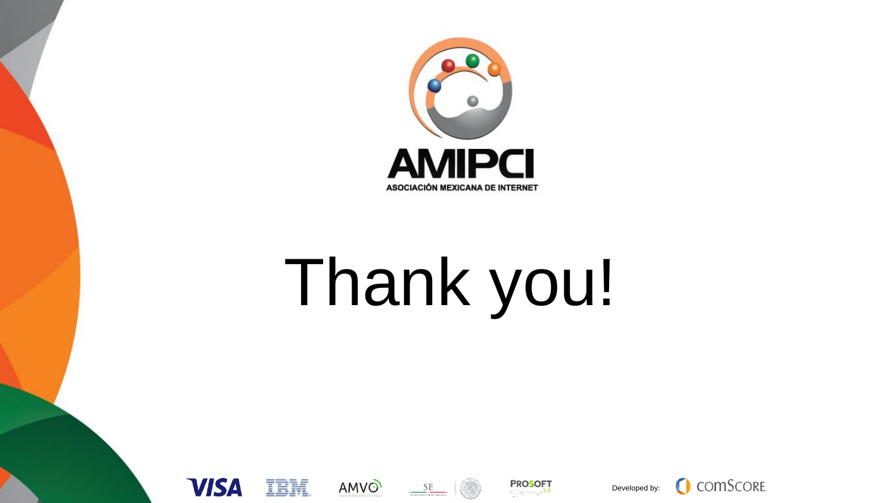AMIPCI

ASOCIACIÓN MEXICANA DE INTERNET

# Thank you!

Developed by: comScore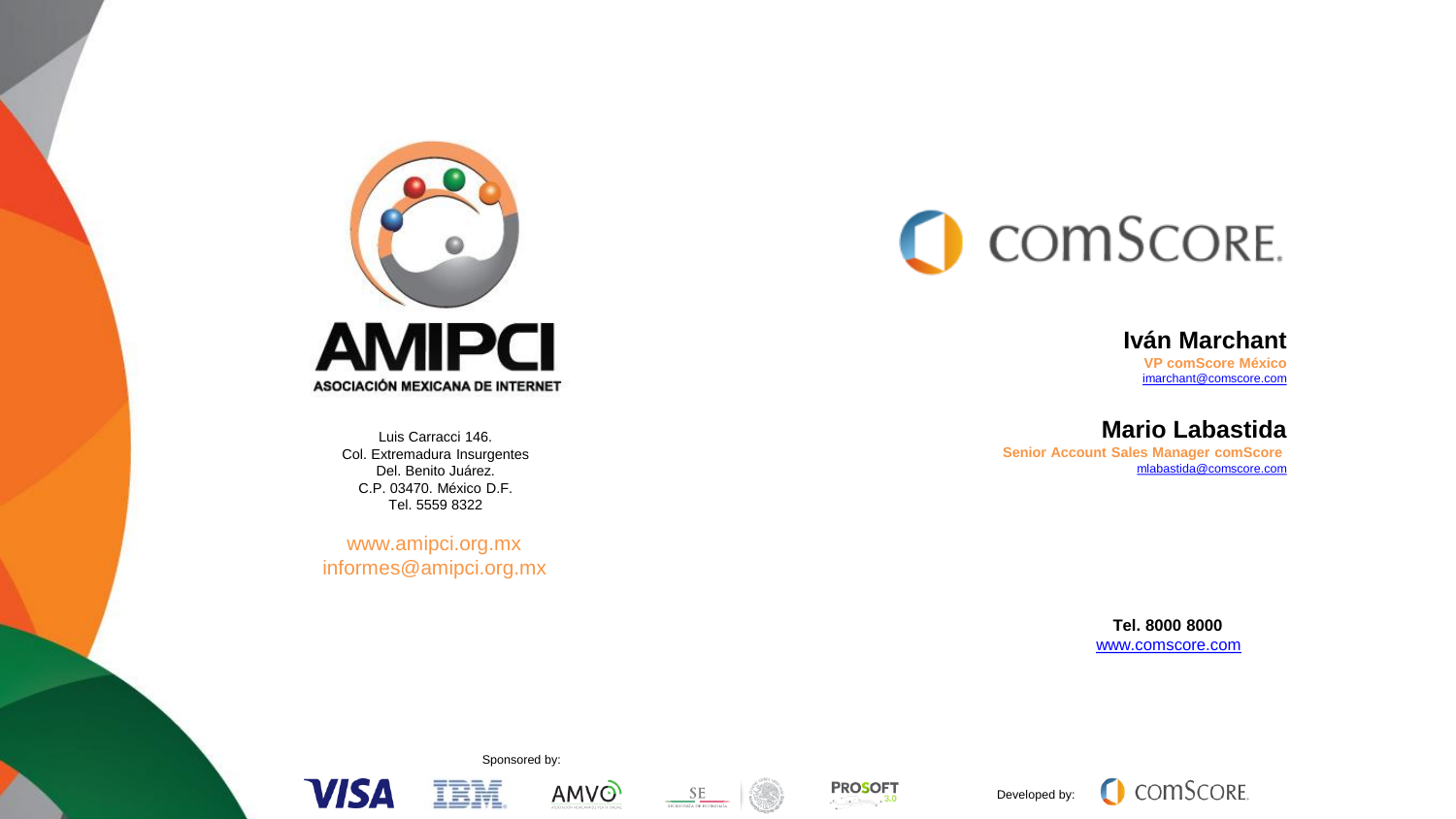AMIPCI

ASOCIACIÓN MEXICANA DE INTERNET

Luis Carracci 146.
Col. Extremadura Insurgentes
Del. Benito Juárez.
C.P. 03470. México D.F.
Tel. 5559 8322

www.amipci.org.mx
informes@amipci.org.mx

comScore

**Iván Marchant**
**VP comScore México**
imarchant@comscore.com

**Mario Labastida**
**Senior Account Sales Manager comScore**
mlabastida@comscore.com

**Tel. 8000 8000**
www.comscore.com

Sponsored by: VISA, IBM, AMVO, SE, PROSOFT 3.0

Developed by: comScore